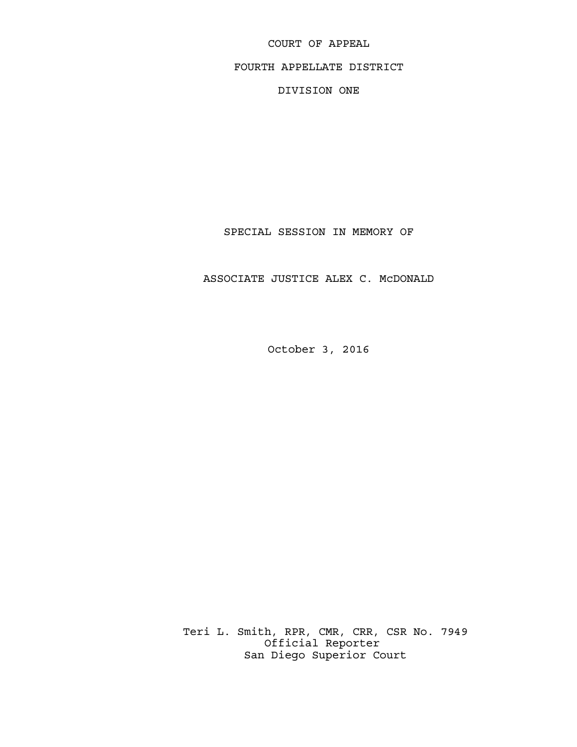COURT OF APPEAL

FOURTH APPELLATE DISTRICT

DIVISION ONE

# SPECIAL SESSION IN MEMORY OF

# ASSOCIATE JUSTICE ALEX C. McDONALD

October 3, 2016

Teri L. Smith, RPR, CMR, CRR, CSR No. 7949
Official Reporter
San Diego Superior Court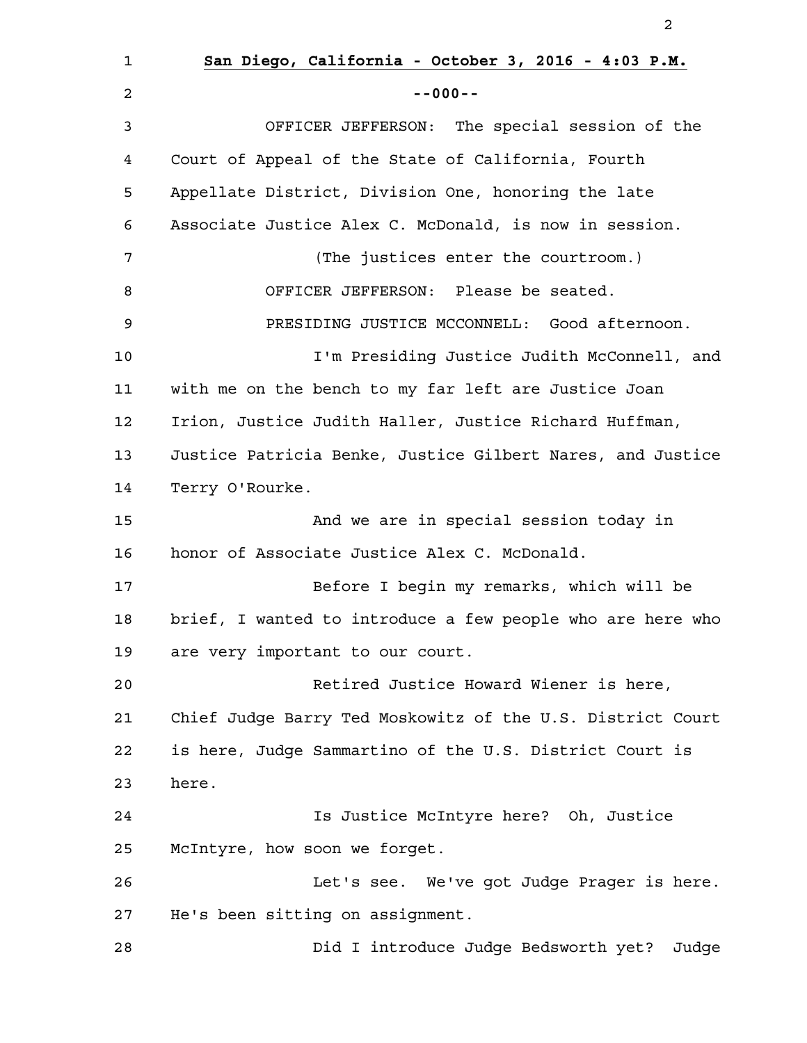**San Diego, California - October 3, 2016 - 4:03 P.M.**

--000--

OFFICER JEFFERSON: The special session of the Court of Appeal of the State of California, Fourth Appellate District, Division One, honoring the late Associate Justice Alex C. McDonald, is now in session.

(The justices enter the courtroom.)

OFFICER JEFFERSON: Please be seated.

PRESIDING JUSTICE MCCONNELL: Good afternoon.

I'm Presiding Justice Judith McConnell, and with me on the bench to my far left are Justice Joan Irion, Justice Judith Haller, Justice Richard Huffman, Justice Patricia Benke, Justice Gilbert Nares, and Justice Terry O'Rourke.

And we are in special session today in honor of Associate Justice Alex C. McDonald.

Before I begin my remarks, which will be brief, I wanted to introduce a few people who are here who are very important to our court.

Retired Justice Howard Wiener is here, Chief Judge Barry Ted Moskowitz of the U.S. District Court is here, Judge Sammartino of the U.S. District Court is here.

Is Justice McIntyre here? Oh, Justice McIntyre, how soon we forget.

Let's see. We've got Judge Prager is here. He's been sitting on assignment.

Did I introduce Judge Bedsworth yet? Judge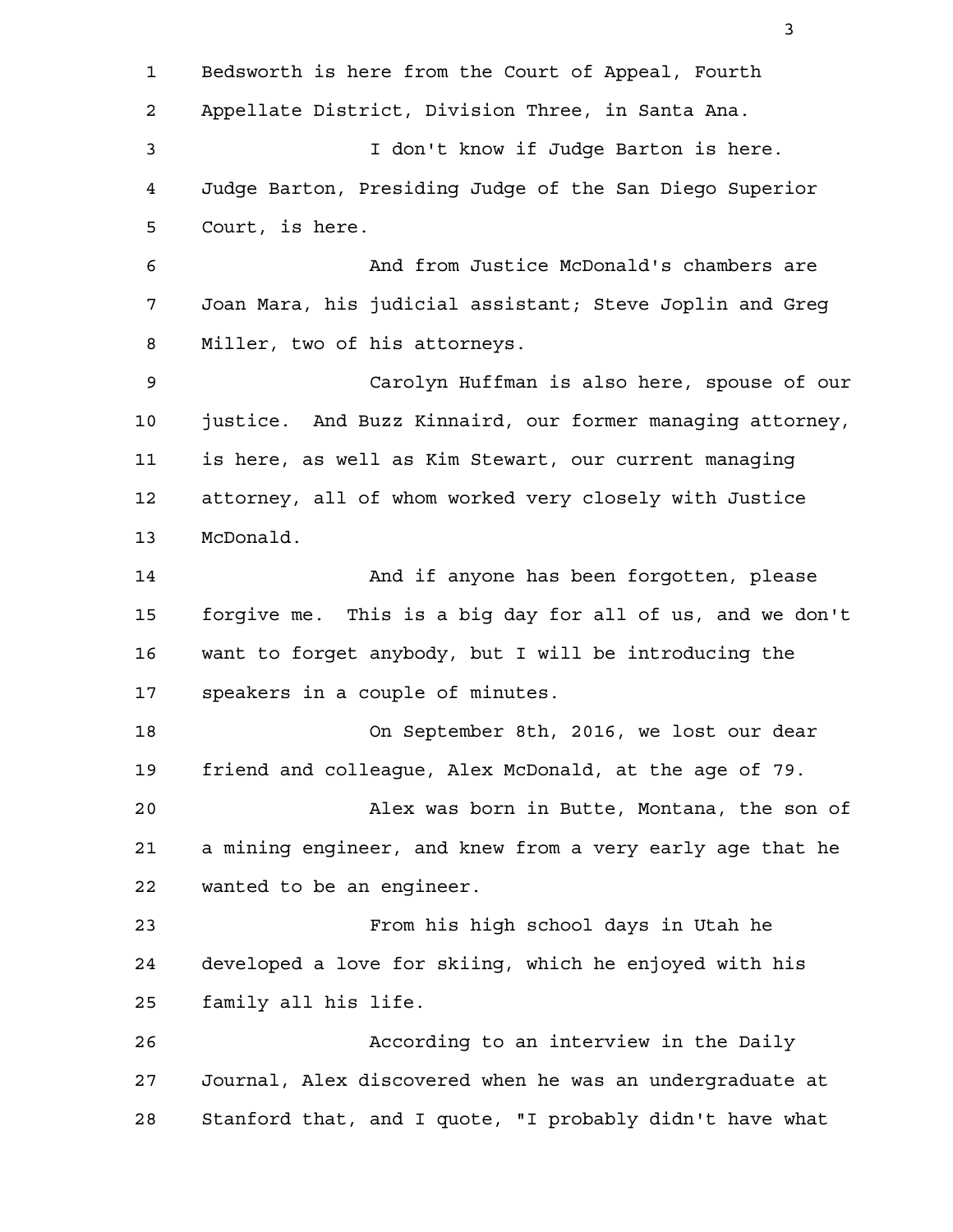Bedsworth is here from the Court of Appeal, Fourth Appellate District, Division Three, in Santa Ana.

I don't know if Judge Barton is here. Judge Barton, Presiding Judge of the San Diego Superior Court, is here.

And from Justice McDonald's chambers are Joan Mara, his judicial assistant; Steve Joplin and Greg Miller, two of his attorneys.

Carolyn Huffman is also here, spouse of our justice. And Buzz Kinnaird, our former managing attorney, is here, as well as Kim Stewart, our current managing attorney, all of whom worked very closely with Justice McDonald.

And if anyone has been forgotten, please forgive me. This is a big day for all of us, and we don't want to forget anybody, but I will be introducing the speakers in a couple of minutes.

On September 8th, 2016, we lost our dear friend and colleague, Alex McDonald, at the age of 79.

Alex was born in Butte, Montana, the son of a mining engineer, and knew from a very early age that he wanted to be an engineer.

From his high school days in Utah he developed a love for skiing, which he enjoyed with his family all his life.

According to an interview in the Daily Journal, Alex discovered when he was an undergraduate at Stanford that, and I quote, "I probably didn't have what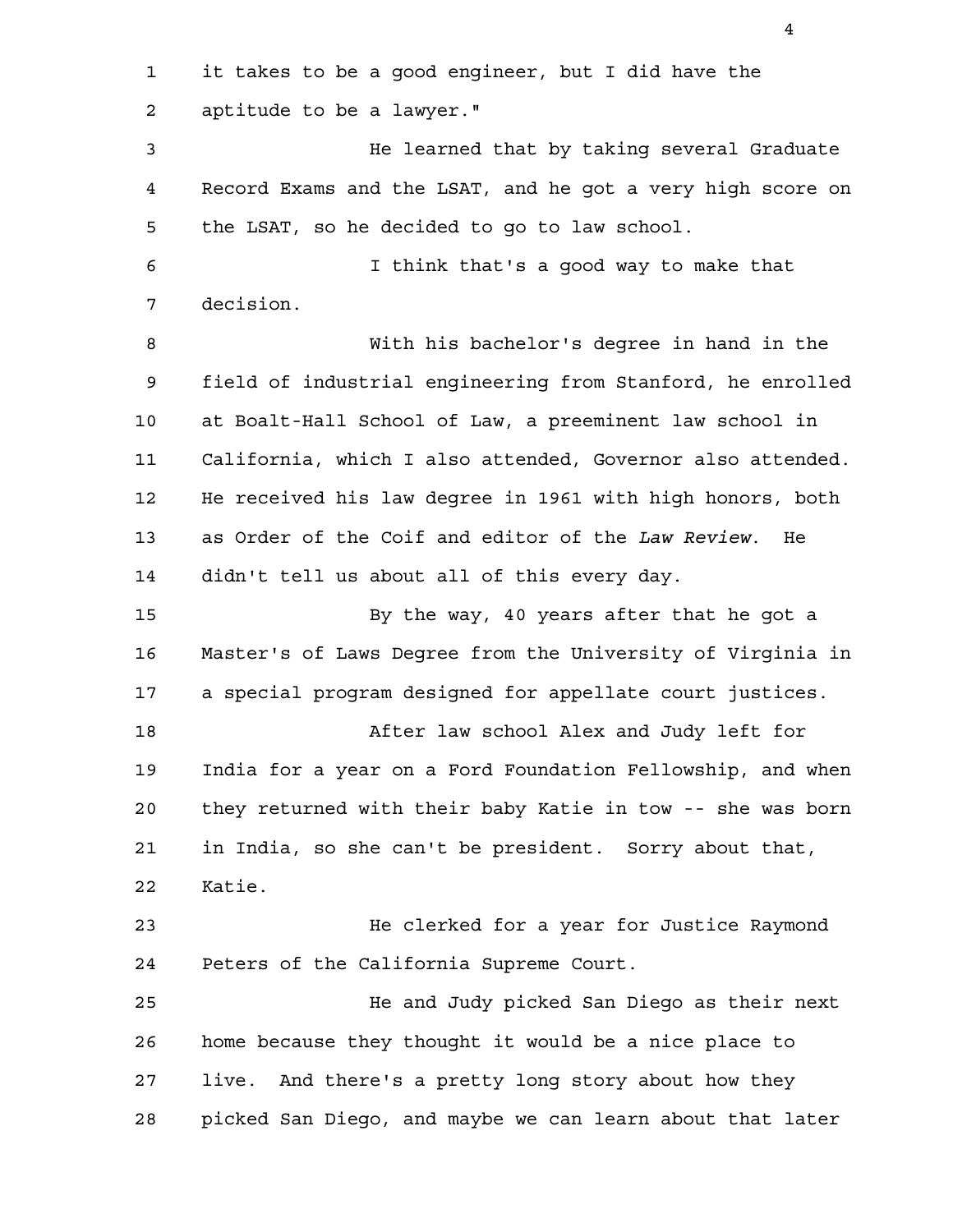it takes to be a good engineer, but I did have the aptitude to be a lawyer."

He learned that by taking several Graduate Record Exams and the LSAT, and he got a very high score on the LSAT, so he decided to go to law school.

I think that's a good way to make that decision.

With his bachelor's degree in hand in the field of industrial engineering from Stanford, he enrolled at Boalt-Hall School of Law, a preeminent law school in California, which I also attended, Governor also attended. He received his law degree in 1961 with high honors, both as Order of the Coif and editor of the *Law Review*. He didn't tell us about all of this every day.

By the way, 40 years after that he got a Master's of Laws Degree from the University of Virginia in a special program designed for appellate court justices.

After law school Alex and Judy left for India for a year on a Ford Foundation Fellowship, and when they returned with their baby Katie in tow -- she was born in India, so she can't be president. Sorry about that, Katie.

He clerked for a year for Justice Raymond Peters of the California Supreme Court.

He and Judy picked San Diego as their next home because they thought it would be a nice place to live. And there's a pretty long story about how they picked San Diego, and maybe we can learn about that later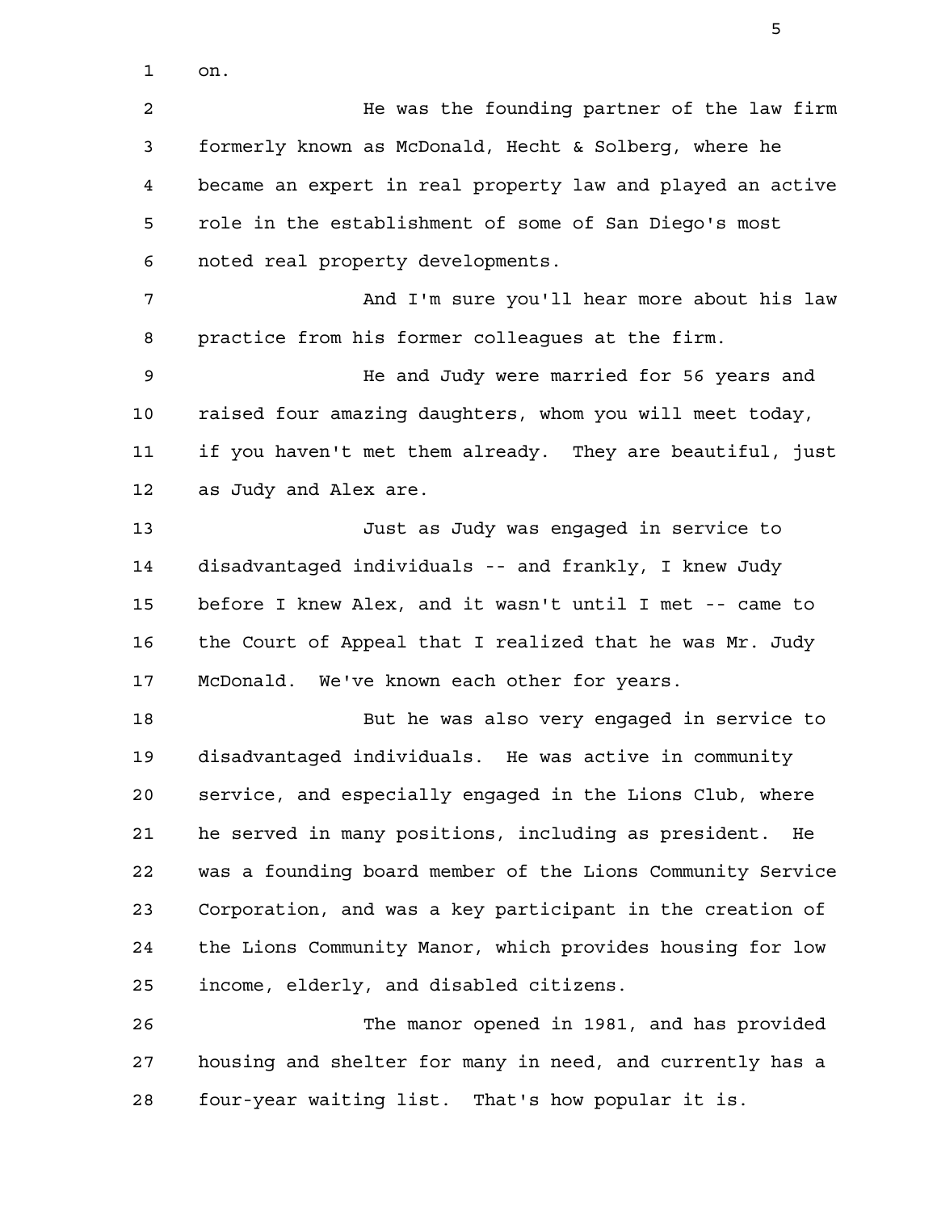on.

He was the founding partner of the law firm formerly known as McDonald, Hecht & Solberg, where he became an expert in real property law and played an active role in the establishment of some of San Diego's most noted real property developments.

And I'm sure you'll hear more about his law practice from his former colleagues at the firm.

He and Judy were married for 56 years and raised four amazing daughters, whom you will meet today, if you haven't met them already. They are beautiful, just as Judy and Alex are.

Just as Judy was engaged in service to disadvantaged individuals -- and frankly, I knew Judy before I knew Alex, and it wasn't until I met -- came to the Court of Appeal that I realized that he was Mr. Judy McDonald. We've known each other for years.

But he was also very engaged in service to disadvantaged individuals. He was active in community service, and especially engaged in the Lions Club, where he served in many positions, including as president. He was a founding board member of the Lions Community Service Corporation, and was a key participant in the creation of the Lions Community Manor, which provides housing for low income, elderly, and disabled citizens.

The manor opened in 1981, and has provided housing and shelter for many in need, and currently has a four-year waiting list. That's how popular it is.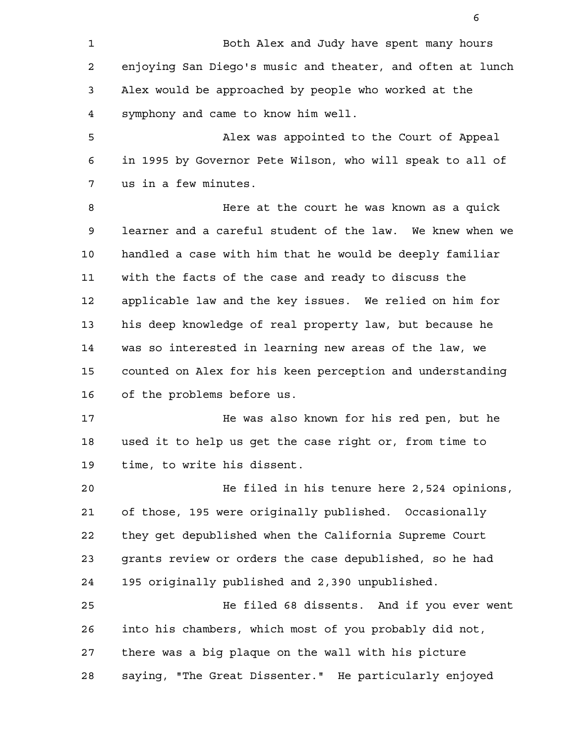Both Alex and Judy have spent many hours enjoying San Diego's music and theater, and often at lunch Alex would be approached by people who worked at the symphony and came to know him well.

Alex was appointed to the Court of Appeal in 1995 by Governor Pete Wilson, who will speak to all of us in a few minutes.

Here at the court he was known as a quick learner and a careful student of the law. We knew when we handled a case with him that he would be deeply familiar with the facts of the case and ready to discuss the applicable law and the key issues. We relied on him for his deep knowledge of real property law, but because he was so interested in learning new areas of the law, we counted on Alex for his keen perception and understanding of the problems before us.

He was also known for his red pen, but he used it to help us get the case right or, from time to time, to write his dissent.

He filed in his tenure here 2,524 opinions, of those, 195 were originally published. Occasionally they get depublished when the California Supreme Court grants review or orders the case depublished, so he had 195 originally published and 2,390 unpublished.

He filed 68 dissents. And if you ever went into his chambers, which most of you probably did not, there was a big plaque on the wall with his picture saying, "The Great Dissenter." He particularly enjoyed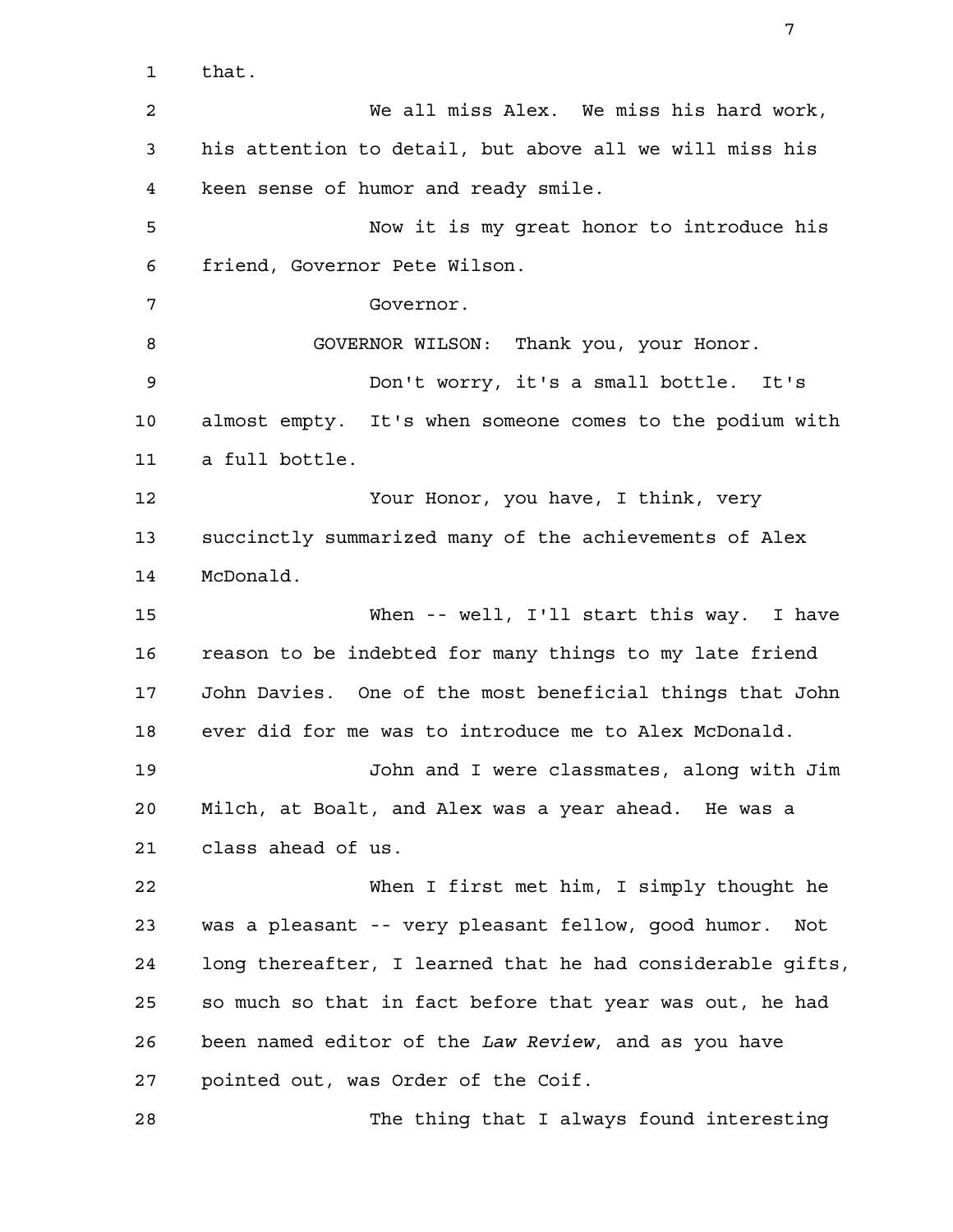that.

We all miss Alex. We miss his hard work, his attention to detail, but above all we will miss his keen sense of humor and ready smile.

Now it is my great honor to introduce his friend, Governor Pete Wilson.

Governor.

GOVERNOR WILSON: Thank you, your Honor.

Don't worry, it's a small bottle. It's almost empty. It's when someone comes to the podium with a full bottle.

Your Honor, you have, I think, very succinctly summarized many of the achievements of Alex McDonald.

When -- well, I'll start this way. I have reason to be indebted for many things to my late friend John Davies. One of the most beneficial things that John ever did for me was to introduce me to Alex McDonald.

John and I were classmates, along with Jim Milch, at Boalt, and Alex was a year ahead. He was a class ahead of us.

When I first met him, I simply thought he was a pleasant -- very pleasant fellow, good humor. Not long thereafter, I learned that he had considerable gifts, so much so that in fact before that year was out, he had been named editor of the *Law Review*, and as you have pointed out, was Order of the Coif.

The thing that I always found interesting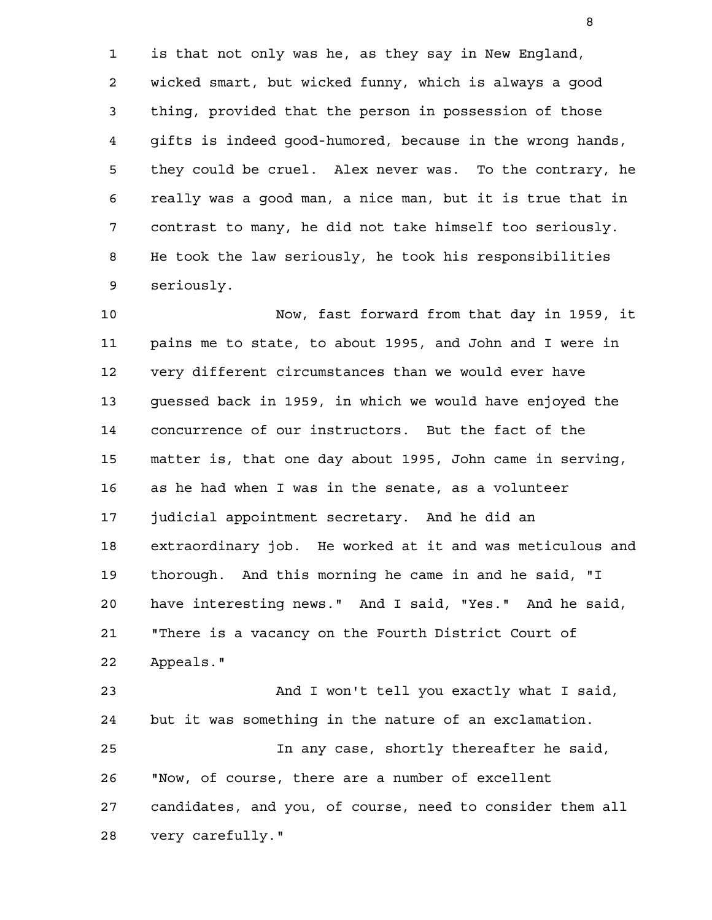is that not only was he, as they say in New England, wicked smart, but wicked funny, which is always a good thing, provided that the person in possession of those gifts is indeed good-humored, because in the wrong hands, they could be cruel. Alex never was. To the contrary, he really was a good man, a nice man, but it is true that in contrast to many, he did not take himself too seriously. He took the law seriously, he took his responsibilities seriously.

Now, fast forward from that day in 1959, it pains me to state, to about 1995, and John and I were in very different circumstances than we would ever have guessed back in 1959, in which we would have enjoyed the concurrence of our instructors. But the fact of the matter is, that one day about 1995, John came in serving, as he had when I was in the senate, as a volunteer judicial appointment secretary. And he did an extraordinary job. He worked at it and was meticulous and thorough. And this morning he came in and he said, "I have interesting news." And I said, "Yes." And he said, "There is a vacancy on the Fourth District Court of Appeals."

And I won't tell you exactly what I said, but it was something in the nature of an exclamation.

In any case, shortly thereafter he said, "Now, of course, there are a number of excellent candidates, and you, of course, need to consider them all very carefully."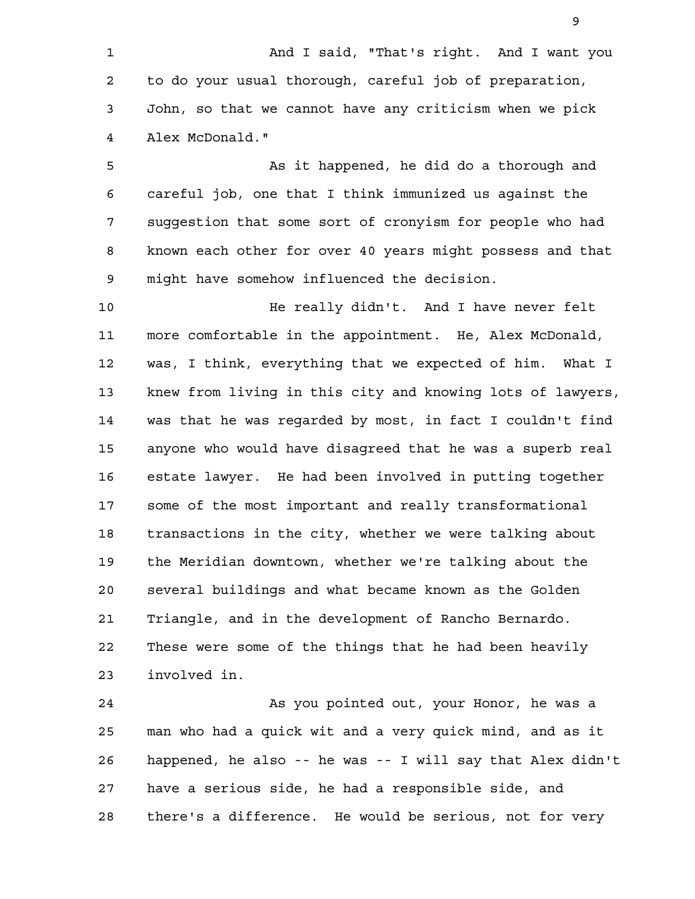And I said, "That's right. And I want you to do your usual thorough, careful job of preparation, John, so that we cannot have any criticism when we pick Alex McDonald."

As it happened, he did do a thorough and careful job, one that I think immunized us against the suggestion that some sort of cronyism for people who had known each other for over 40 years might possess and that might have somehow influenced the decision.

He really didn't. And I have never felt more comfortable in the appointment. He, Alex McDonald, was, I think, everything that we expected of him. What I knew from living in this city and knowing lots of lawyers, was that he was regarded by most, in fact I couldn't find anyone who would have disagreed that he was a superb real estate lawyer. He had been involved in putting together some of the most important and really transformational transactions in the city, whether we were talking about the Meridian downtown, whether we're talking about the several buildings and what became known as the Golden Triangle, and in the development of Rancho Bernardo. These were some of the things that he had been heavily involved in.

As you pointed out, your Honor, he was a man who had a quick wit and a very quick mind, and as it happened, he also -- he was -- I will say that Alex didn't have a serious side, he had a responsible side, and there's a difference. He would be serious, not for very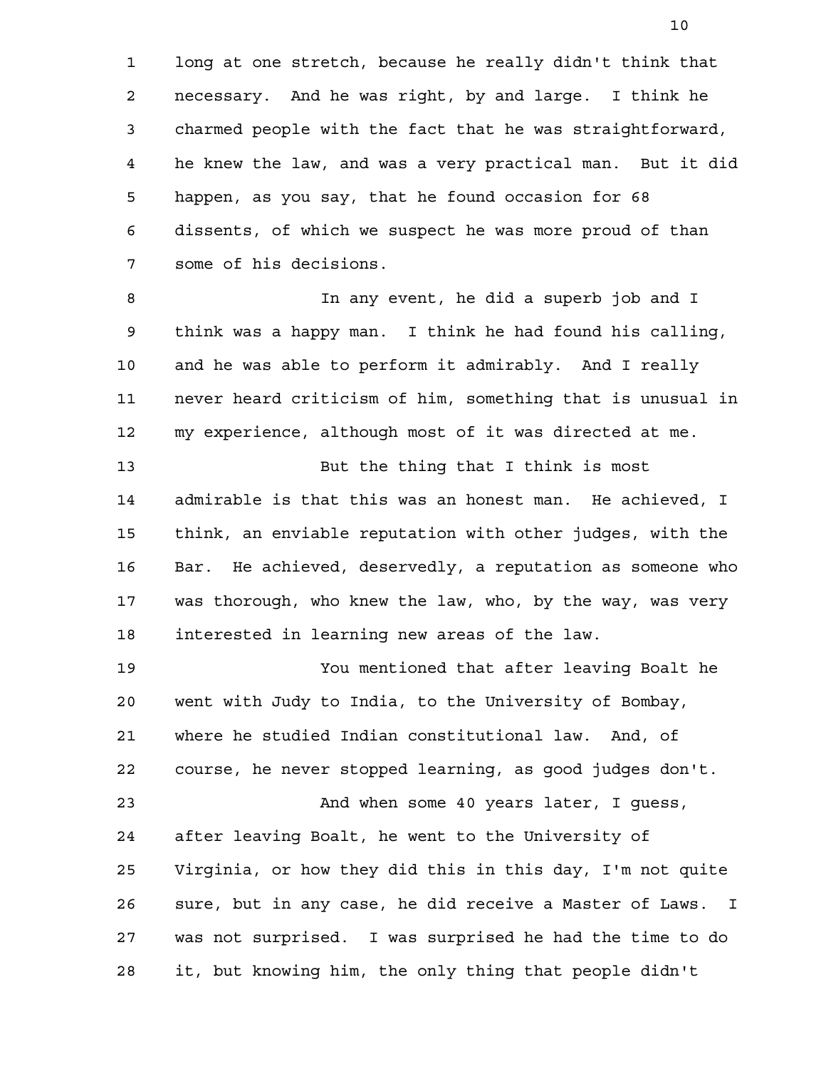long at one stretch, because he really didn't think that necessary. And he was right, by and large. I think he charmed people with the fact that he was straightforward, he knew the law, and was a very practical man. But it did happen, as you say, that he found occasion for 68 dissents, of which we suspect he was more proud of than some of his decisions.

In any event, he did a superb job and I think was a happy man. I think he had found his calling, and he was able to perform it admirably. And I really never heard criticism of him, something that is unusual in my experience, although most of it was directed at me.

But the thing that I think is most admirable is that this was an honest man. He achieved, I think, an enviable reputation with other judges, with the Bar. He achieved, deservedly, a reputation as someone who was thorough, who knew the law, who, by the way, was very interested in learning new areas of the law.

You mentioned that after leaving Boalt he went with Judy to India, to the University of Bombay, where he studied Indian constitutional law. And, of course, he never stopped learning, as good judges don't.

And when some 40 years later, I guess, after leaving Boalt, he went to the University of Virginia, or how they did this in this day, I'm not quite sure, but in any case, he did receive a Master of Laws. I was not surprised. I was surprised he had the time to do it, but knowing him, the only thing that people didn't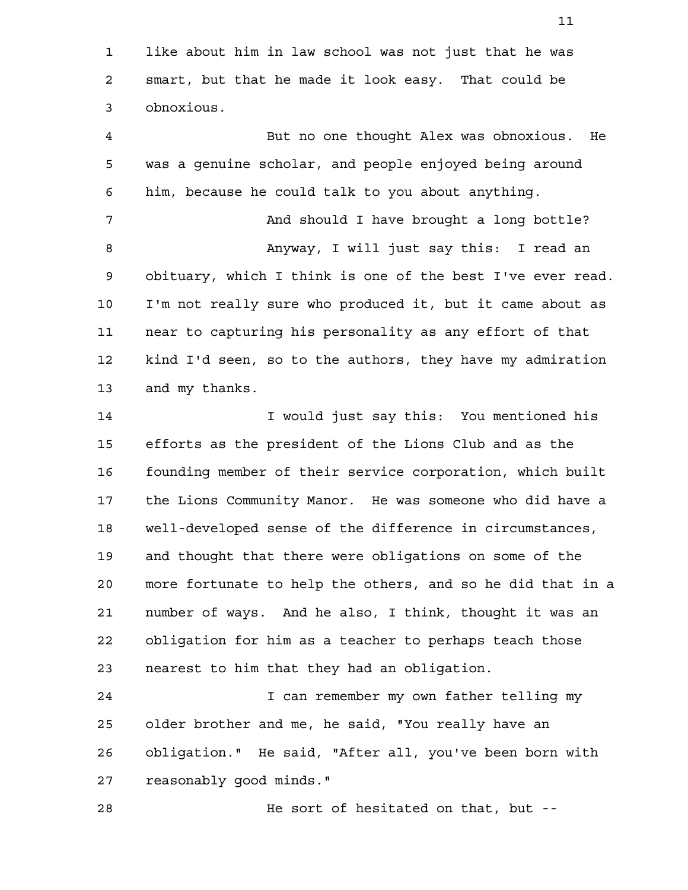like about him in law school was not just that he was smart, but that he made it look easy. That could be obnoxious.

But no one thought Alex was obnoxious. He was a genuine scholar, and people enjoyed being around him, because he could talk to you about anything.

And should I have brought a long bottle?

Anyway, I will just say this: I read an obituary, which I think is one of the best I've ever read. I'm not really sure who produced it, but it came about as near to capturing his personality as any effort of that kind I'd seen, so to the authors, they have my admiration and my thanks.

I would just say this: You mentioned his efforts as the president of the Lions Club and as the founding member of their service corporation, which built the Lions Community Manor. He was someone who did have a well-developed sense of the difference in circumstances, and thought that there were obligations on some of the more fortunate to help the others, and so he did that in a number of ways. And he also, I think, thought it was an obligation for him as a teacher to perhaps teach those nearest to him that they had an obligation.

I can remember my own father telling my older brother and me, he said, "You really have an obligation." He said, "After all, you've been born with reasonably good minds."

He sort of hesitated on that, but --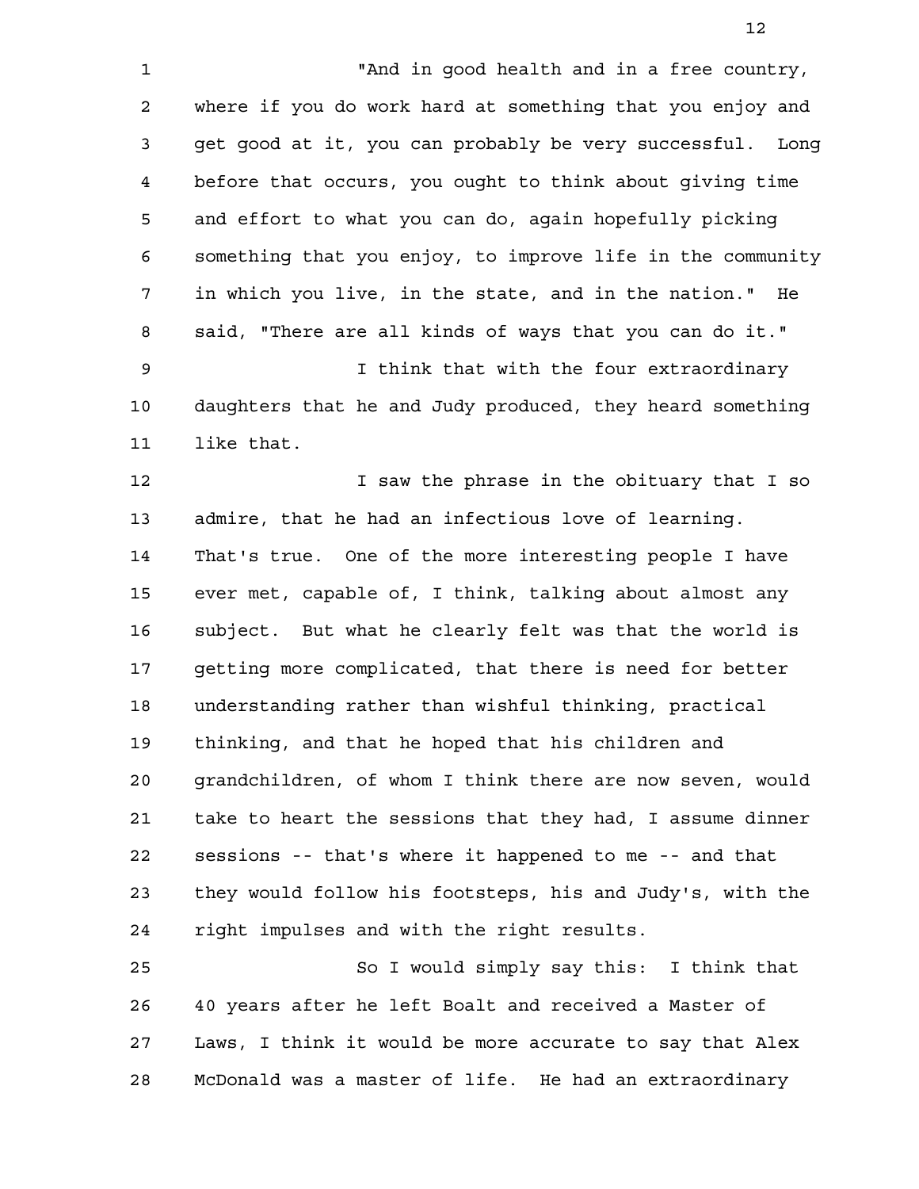"And in good health and in a free country, where if you do work hard at something that you enjoy and get good at it, you can probably be very successful. Long before that occurs, you ought to think about giving time and effort to what you can do, again hopefully picking something that you enjoy, to improve life in the community in which you live, in the state, and in the nation." He said, "There are all kinds of ways that you can do it."

I think that with the four extraordinary daughters that he and Judy produced, they heard something like that.

I saw the phrase in the obituary that I so admire, that he had an infectious love of learning. That's true. One of the more interesting people I have ever met, capable of, I think, talking about almost any subject. But what he clearly felt was that the world is getting more complicated, that there is need for better understanding rather than wishful thinking, practical thinking, and that he hoped that his children and grandchildren, of whom I think there are now seven, would take to heart the sessions that they had, I assume dinner sessions -- that's where it happened to me -- and that they would follow his footsteps, his and Judy's, with the right impulses and with the right results.

So I would simply say this: I think that 40 years after he left Boalt and received a Master of Laws, I think it would be more accurate to say that Alex McDonald was a master of life. He had an extraordinary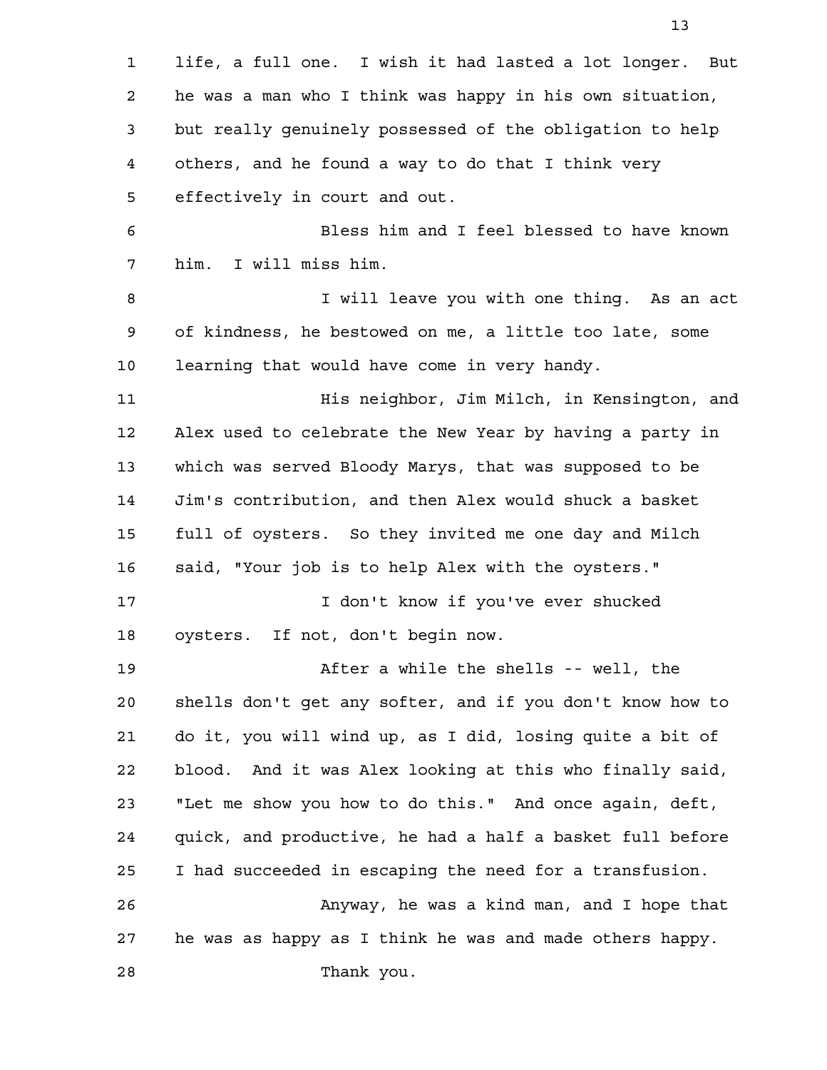life, a full one. I wish it had lasted a lot longer. But he was a man who I think was happy in his own situation, but really genuinely possessed of the obligation to help others, and he found a way to do that I think very effectively in court and out.

Bless him and I feel blessed to have known him. I will miss him.

I will leave you with one thing. As an act of kindness, he bestowed on me, a little too late, some learning that would have come in very handy.

His neighbor, Jim Milch, in Kensington, and Alex used to celebrate the New Year by having a party in which was served Bloody Marys, that was supposed to be Jim's contribution, and then Alex would shuck a basket full of oysters. So they invited me one day and Milch said, "Your job is to help Alex with the oysters."

I don't know if you've ever shucked oysters. If not, don't begin now.

After a while the shells -- well, the shells don't get any softer, and if you don't know how to do it, you will wind up, as I did, losing quite a bit of blood. And it was Alex looking at this who finally said, "Let me show you how to do this." And once again, deft, quick, and productive, he had a half a basket full before I had succeeded in escaping the need for a transfusion.

Anyway, he was a kind man, and I hope that he was as happy as I think he was and made others happy.

Thank you.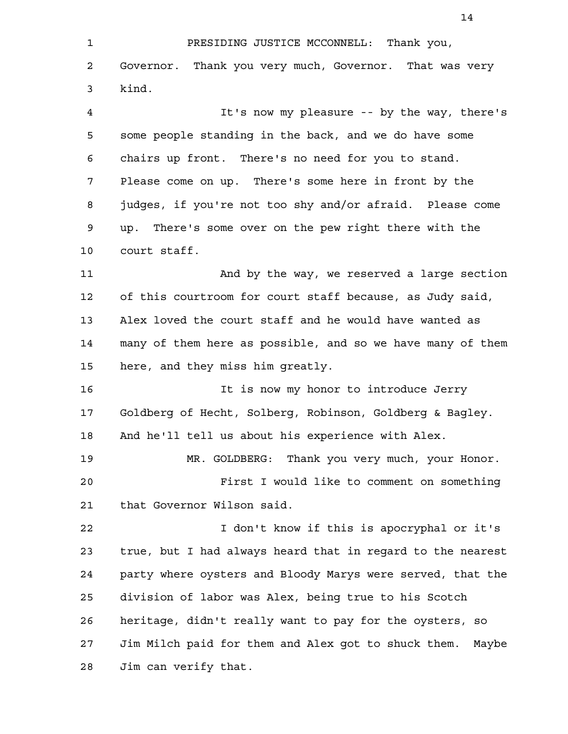PRESIDING JUSTICE MCCONNELL: Thank you, Governor. Thank you very much, Governor. That was very kind.

It's now my pleasure -- by the way, there's some people standing in the back, and we do have some chairs up front. There's no need for you to stand. Please come on up. There's some here in front by the judges, if you're not too shy and/or afraid. Please come up. There's some over on the pew right there with the court staff.

And by the way, we reserved a large section of this courtroom for court staff because, as Judy said, Alex loved the court staff and he would have wanted as many of them here as possible, and so we have many of them here, and they miss him greatly.

It is now my honor to introduce Jerry Goldberg of Hecht, Solberg, Robinson, Goldberg & Bagley. And he'll tell us about his experience with Alex.

MR. GOLDBERG: Thank you very much, your Honor.

First I would like to comment on something that Governor Wilson said.

I don't know if this is apocryphal or it's true, but I had always heard that in regard to the nearest party where oysters and Bloody Marys were served, that the division of labor was Alex, being true to his Scotch heritage, didn't really want to pay for the oysters, so Jim Milch paid for them and Alex got to shuck them. Maybe Jim can verify that.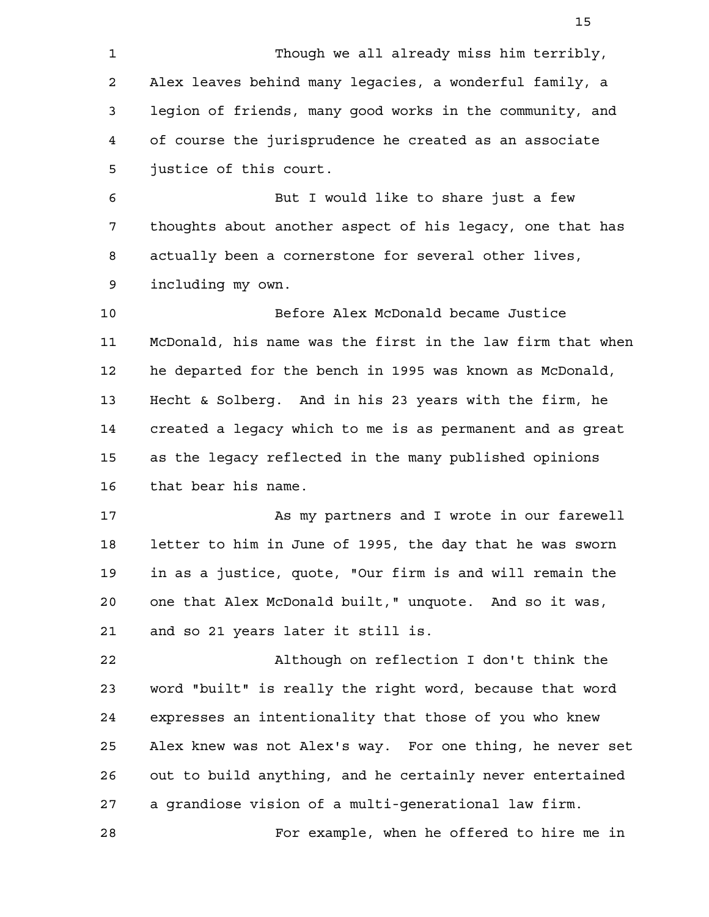Though we all already miss him terribly, Alex leaves behind many legacies, a wonderful family, a legion of friends, many good works in the community, and of course the jurisprudence he created as an associate justice of this court.

But I would like to share just a few thoughts about another aspect of his legacy, one that has actually been a cornerstone for several other lives, including my own.

Before Alex McDonald became Justice McDonald, his name was the first in the law firm that when he departed for the bench in 1995 was known as McDonald, Hecht & Solberg. And in his 23 years with the firm, he created a legacy which to me is as permanent and as great as the legacy reflected in the many published opinions that bear his name.

As my partners and I wrote in our farewell letter to him in June of 1995, the day that he was sworn in as a justice, quote, "Our firm is and will remain the one that Alex McDonald built," unquote. And so it was, and so 21 years later it still is.

Although on reflection I don't think the word "built" is really the right word, because that word expresses an intentionality that those of you who knew Alex knew was not Alex's way. For one thing, he never set out to build anything, and he certainly never entertained a grandiose vision of a multi-generational law firm.

For example, when he offered to hire me in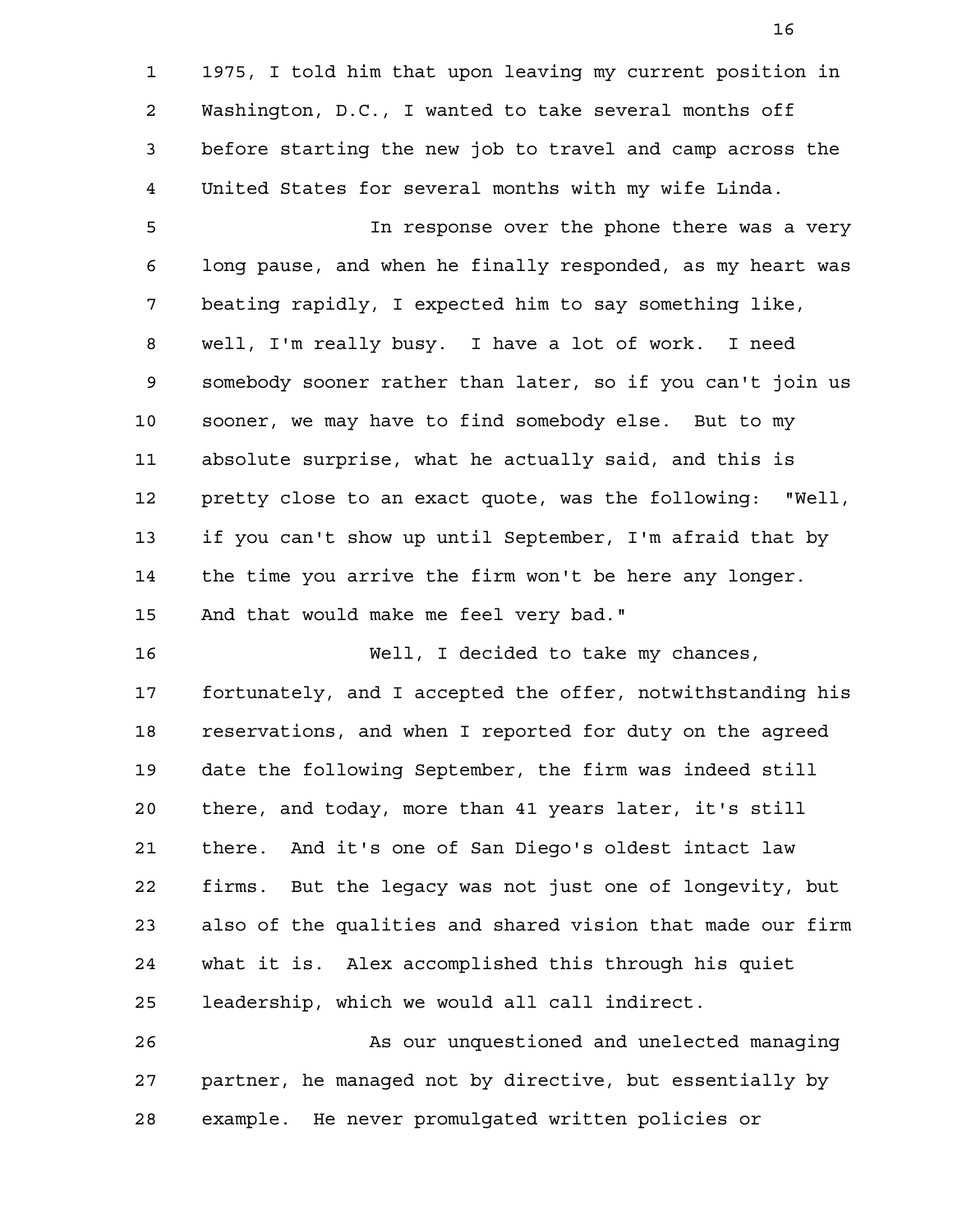1975, I told him that upon leaving my current position in Washington, D.C., I wanted to take several months off before starting the new job to travel and camp across the United States for several months with my wife Linda.

In response over the phone there was a very long pause, and when he finally responded, as my heart was beating rapidly, I expected him to say something like, well, I'm really busy. I have a lot of work. I need somebody sooner rather than later, so if you can't join us sooner, we may have to find somebody else. But to my absolute surprise, what he actually said, and this is pretty close to an exact quote, was the following: "Well, if you can't show up until September, I'm afraid that by the time you arrive the firm won't be here any longer. And that would make me feel very bad."

Well, I decided to take my chances, fortunately, and I accepted the offer, notwithstanding his reservations, and when I reported for duty on the agreed date the following September, the firm was indeed still there, and today, more than 41 years later, it's still there. And it's one of San Diego's oldest intact law firms. But the legacy was not just one of longevity, but also of the qualities and shared vision that made our firm what it is. Alex accomplished this through his quiet leadership, which we would all call indirect.

As our unquestioned and unelected managing partner, he managed not by directive, but essentially by example. He never promulgated written policies or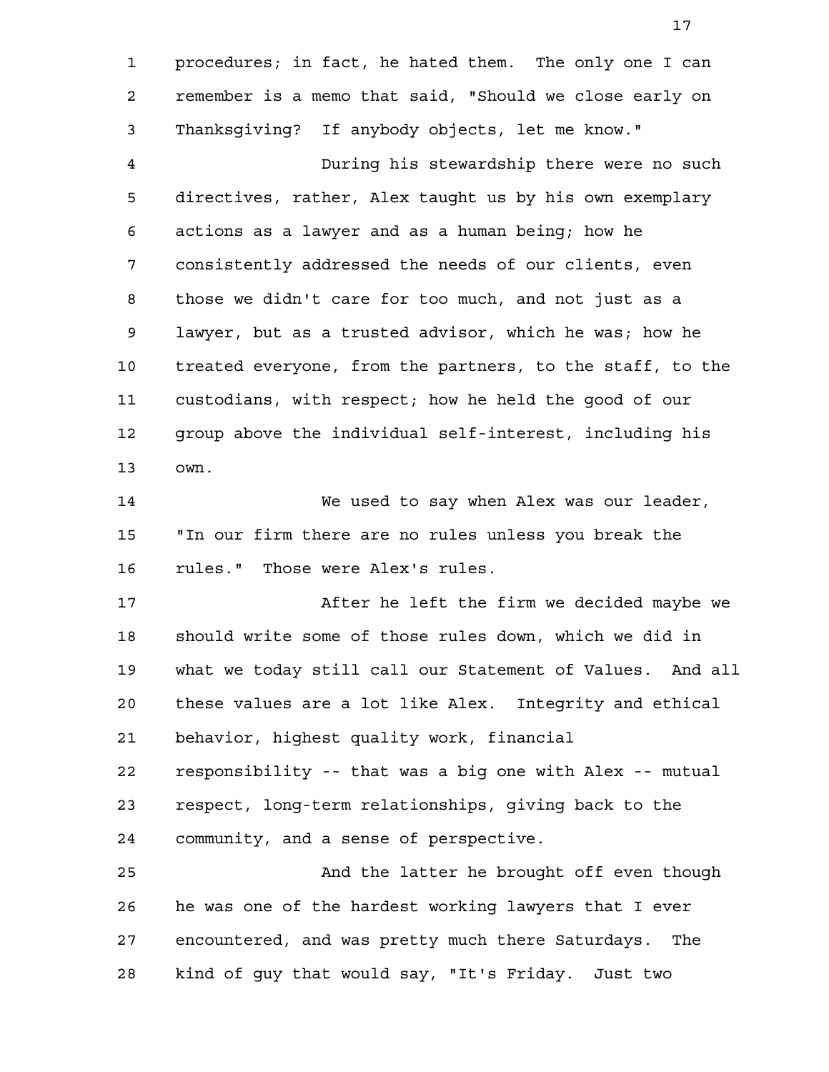procedures; in fact, he hated them. The only one I can remember is a memo that said, "Should we close early on Thanksgiving? If anybody objects, let me know."

During his stewardship there were no such directives, rather, Alex taught us by his own exemplary actions as a lawyer and as a human being; how he consistently addressed the needs of our clients, even those we didn't care for too much, and not just as a lawyer, but as a trusted advisor, which he was; how he treated everyone, from the partners, to the staff, to the custodians, with respect; how he held the good of our group above the individual self-interest, including his own.

We used to say when Alex was our leader, "In our firm there are no rules unless you break the rules." Those were Alex's rules.

After he left the firm we decided maybe we should write some of those rules down, which we did in what we today still call our Statement of Values. And all these values are a lot like Alex. Integrity and ethical behavior, highest quality work, financial responsibility -- that was a big one with Alex -- mutual respect, long-term relationships, giving back to the community, and a sense of perspective.

And the latter he brought off even though he was one of the hardest working lawyers that I ever encountered, and was pretty much there Saturdays. The kind of guy that would say, "It's Friday. Just two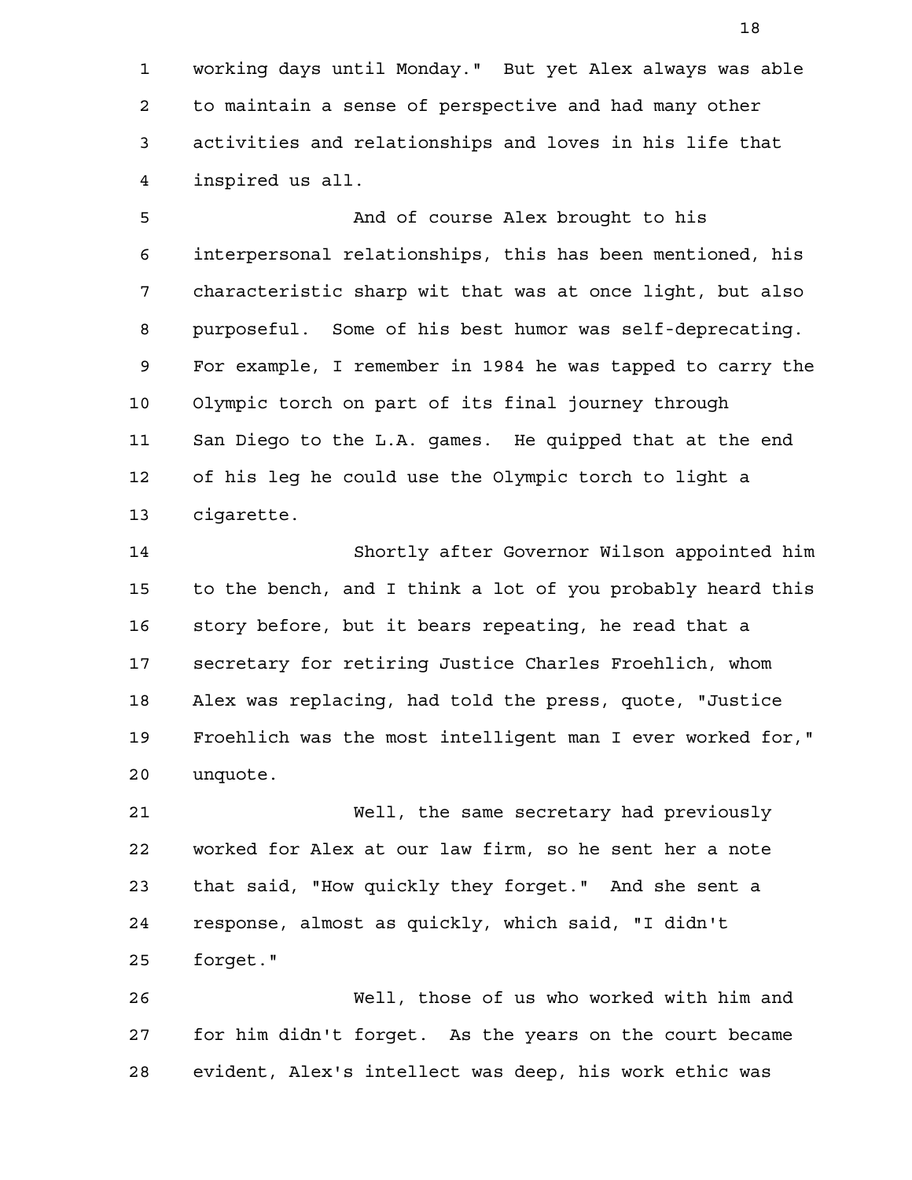working days until Monday." But yet Alex always was able to maintain a sense of perspective and had many other activities and relationships and loves in his life that inspired us all.

And of course Alex brought to his interpersonal relationships, this has been mentioned, his characteristic sharp wit that was at once light, but also purposeful. Some of his best humor was self-deprecating. For example, I remember in 1984 he was tapped to carry the Olympic torch on part of its final journey through San Diego to the L.A. games. He quipped that at the end of his leg he could use the Olympic torch to light a cigarette.

Shortly after Governor Wilson appointed him to the bench, and I think a lot of you probably heard this story before, but it bears repeating, he read that a secretary for retiring Justice Charles Froehlich, whom Alex was replacing, had told the press, quote, "Justice Froehlich was the most intelligent man I ever worked for," unquote.

Well, the same secretary had previously worked for Alex at our law firm, so he sent her a note that said, "How quickly they forget." And she sent a response, almost as quickly, which said, "I didn't forget."

Well, those of us who worked with him and for him didn't forget. As the years on the court became evident, Alex's intellect was deep, his work ethic was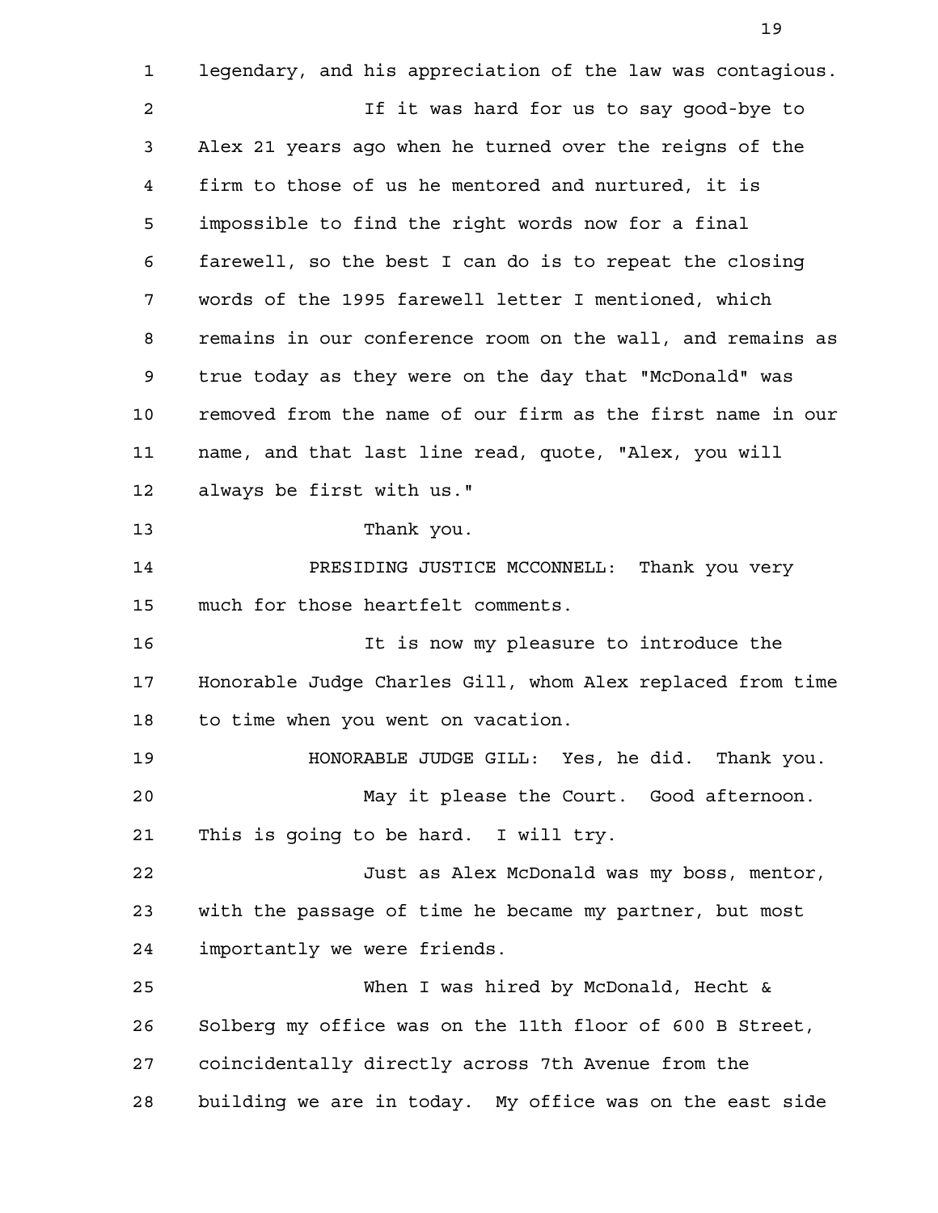legendary, and his appreciation of the law was contagious.

If it was hard for us to say good-bye to Alex 21 years ago when he turned over the reigns of the firm to those of us he mentored and nurtured, it is impossible to find the right words now for a final farewell, so the best I can do is to repeat the closing words of the 1995 farewell letter I mentioned, which remains in our conference room on the wall, and remains as true today as they were on the day that "McDonald" was removed from the name of our firm as the first name in our name, and that last line read, quote, "Alex, you will always be first with us."

Thank you.

PRESIDING JUSTICE MCCONNELL: Thank you very much for those heartfelt comments.

It is now my pleasure to introduce the Honorable Judge Charles Gill, whom Alex replaced from time to time when you went on vacation.

HONORABLE JUDGE GILL: Yes, he did. Thank you.

May it please the Court. Good afternoon. This is going to be hard. I will try.

Just as Alex McDonald was my boss, mentor, with the passage of time he became my partner, but most importantly we were friends.

When I was hired by McDonald, Hecht & Solberg my office was on the 11th floor of 600 B Street, coincidentally directly across 7th Avenue from the building we are in today. My office was on the east side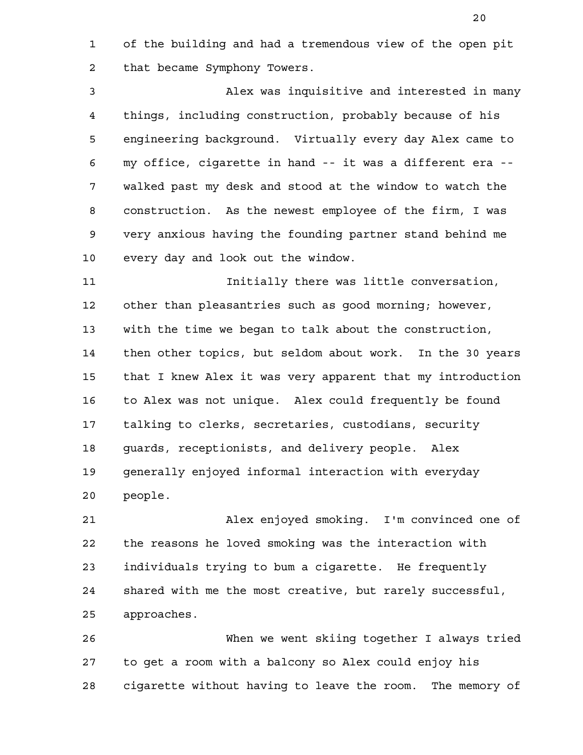of the building and had a tremendous view of the open pit that became Symphony Towers.

Alex was inquisitive and interested in many things, including construction, probably because of his engineering background. Virtually every day Alex came to my office, cigarette in hand -- it was a different era -- walked past my desk and stood at the window to watch the construction. As the newest employee of the firm, I was very anxious having the founding partner stand behind me every day and look out the window.

Initially there was little conversation, other than pleasantries such as good morning; however, with the time we began to talk about the construction, then other topics, but seldom about work. In the 30 years that I knew Alex it was very apparent that my introduction to Alex was not unique. Alex could frequently be found talking to clerks, secretaries, custodians, security guards, receptionists, and delivery people. Alex generally enjoyed informal interaction with everyday people.

Alex enjoyed smoking. I'm convinced one of the reasons he loved smoking was the interaction with individuals trying to bum a cigarette. He frequently shared with me the most creative, but rarely successful, approaches.

When we went skiing together I always tried to get a room with a balcony so Alex could enjoy his cigarette without having to leave the room. The memory of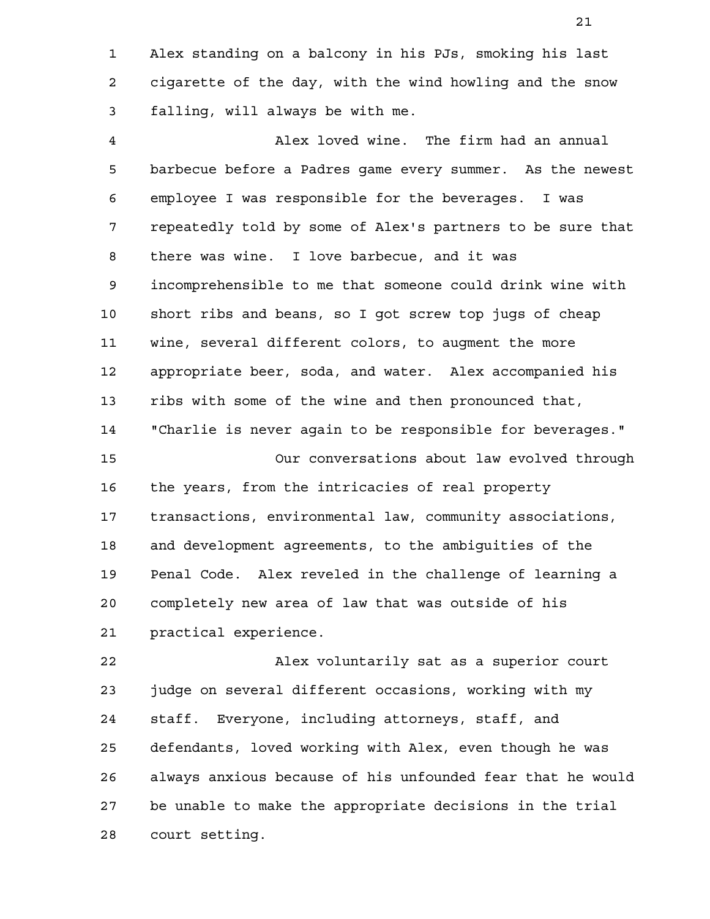Alex standing on a balcony in his PJs, smoking his last cigarette of the day, with the wind howling and the snow falling, will always be with me.

Alex loved wine. The firm had an annual barbecue before a Padres game every summer. As the newest employee I was responsible for the beverages. I was repeatedly told by some of Alex's partners to be sure that there was wine. I love barbecue, and it was incomprehensible to me that someone could drink wine with short ribs and beans, so I got screw top jugs of cheap wine, several different colors, to augment the more appropriate beer, soda, and water. Alex accompanied his ribs with some of the wine and then pronounced that, "Charlie is never again to be responsible for beverages."

Our conversations about law evolved through the years, from the intricacies of real property transactions, environmental law, community associations, and development agreements, to the ambiguities of the Penal Code. Alex reveled in the challenge of learning a completely new area of law that was outside of his practical experience.

Alex voluntarily sat as a superior court judge on several different occasions, working with my staff. Everyone, including attorneys, staff, and defendants, loved working with Alex, even though he was always anxious because of his unfounded fear that he would be unable to make the appropriate decisions in the trial court setting.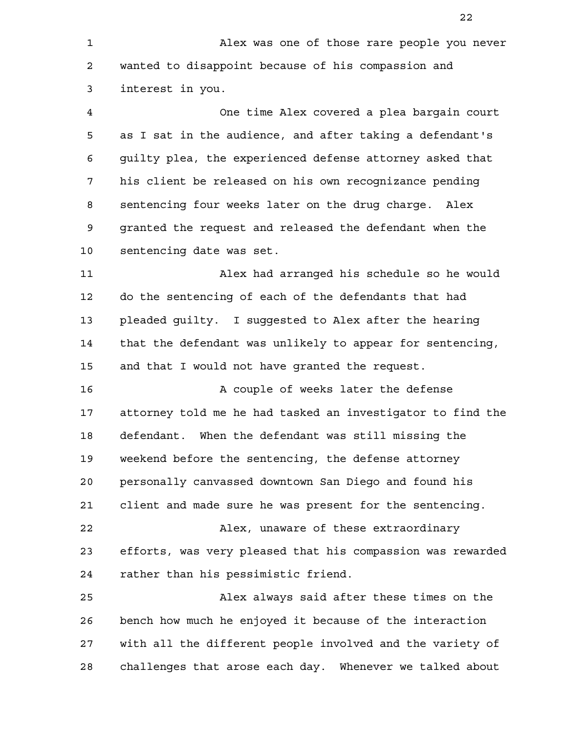Alex was one of those rare people you never wanted to disappoint because of his compassion and interest in you.

One time Alex covered a plea bargain court as I sat in the audience, and after taking a defendant's guilty plea, the experienced defense attorney asked that his client be released on his own recognizance pending sentencing four weeks later on the drug charge. Alex granted the request and released the defendant when the sentencing date was set.

Alex had arranged his schedule so he would do the sentencing of each of the defendants that had pleaded guilty. I suggested to Alex after the hearing that the defendant was unlikely to appear for sentencing, and that I would not have granted the request.

A couple of weeks later the defense attorney told me he had tasked an investigator to find the defendant. When the defendant was still missing the weekend before the sentencing, the defense attorney personally canvassed downtown San Diego and found his client and made sure he was present for the sentencing.

Alex, unaware of these extraordinary efforts, was very pleased that his compassion was rewarded rather than his pessimistic friend.

Alex always said after these times on the bench how much he enjoyed it because of the interaction with all the different people involved and the variety of challenges that arose each day. Whenever we talked about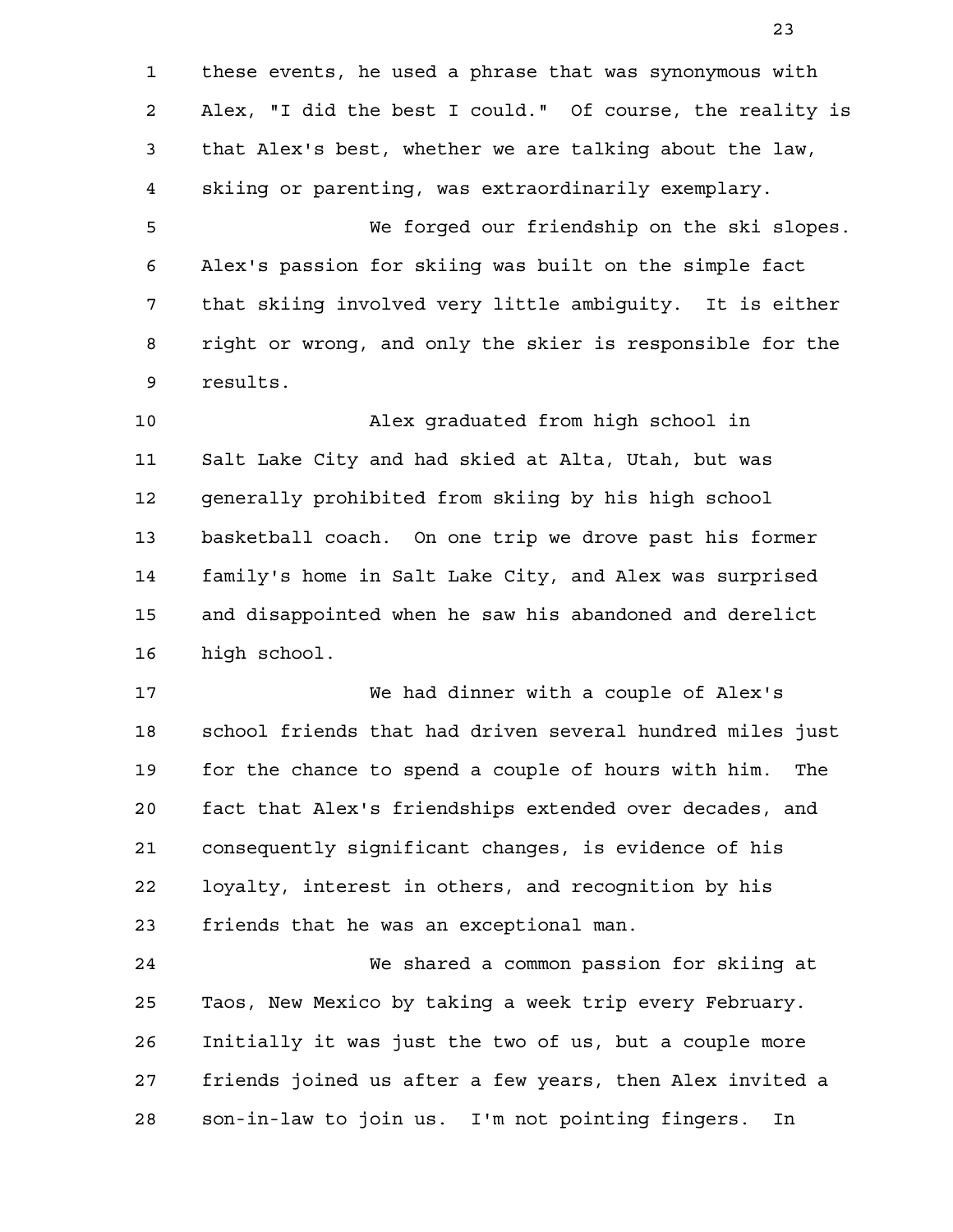these events, he used a phrase that was synonymous with Alex, "I did the best I could." Of course, the reality is that Alex's best, whether we are talking about the law, skiing or parenting, was extraordinarily exemplary.

We forged our friendship on the ski slopes. Alex's passion for skiing was built on the simple fact that skiing involved very little ambiguity. It is either right or wrong, and only the skier is responsible for the results.

Alex graduated from high school in Salt Lake City and had skied at Alta, Utah, but was generally prohibited from skiing by his high school basketball coach. On one trip we drove past his former family's home in Salt Lake City, and Alex was surprised and disappointed when he saw his abandoned and derelict high school.

We had dinner with a couple of Alex's school friends that had driven several hundred miles just for the chance to spend a couple of hours with him. The fact that Alex's friendships extended over decades, and consequently significant changes, is evidence of his loyalty, interest in others, and recognition by his friends that he was an exceptional man.

We shared a common passion for skiing at Taos, New Mexico by taking a week trip every February. Initially it was just the two of us, but a couple more friends joined us after a few years, then Alex invited a son-in-law to join us. I'm not pointing fingers. In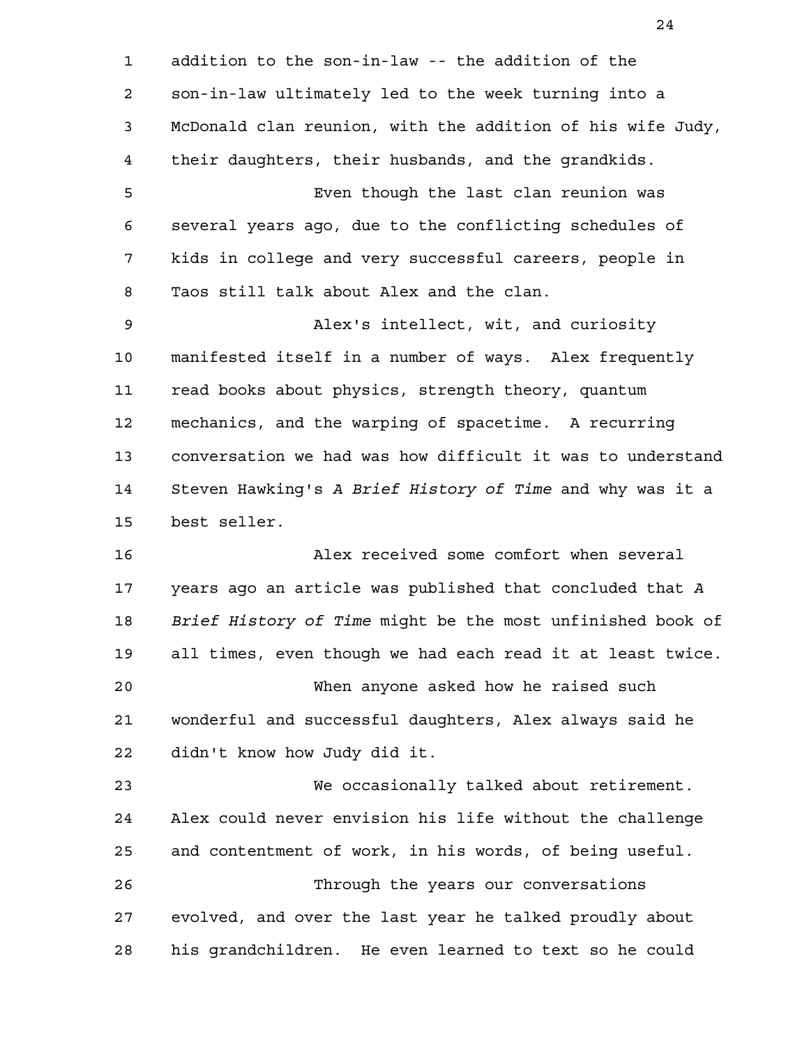addition to the son-in-law -- the addition of the son-in-law ultimately led to the week turning into a McDonald clan reunion, with the addition of his wife Judy, their daughters, their husbands, and the grandkids.

Even though the last clan reunion was several years ago, due to the conflicting schedules of kids in college and very successful careers, people in Taos still talk about Alex and the clan.

Alex's intellect, wit, and curiosity manifested itself in a number of ways. Alex frequently read books about physics, strength theory, quantum mechanics, and the warping of spacetime. A recurring conversation we had was how difficult it was to understand Steven Hawking's *A Brief History of Time* and why was it a best seller.

Alex received some comfort when several years ago an article was published that concluded that *A Brief History of Time* might be the most unfinished book of all times, even though we had each read it at least twice.

When anyone asked how he raised such wonderful and successful daughters, Alex always said he didn't know how Judy did it.

We occasionally talked about retirement. Alex could never envision his life without the challenge and contentment of work, in his words, of being useful.

Through the years our conversations evolved, and over the last year he talked proudly about his grandchildren. He even learned to text so he could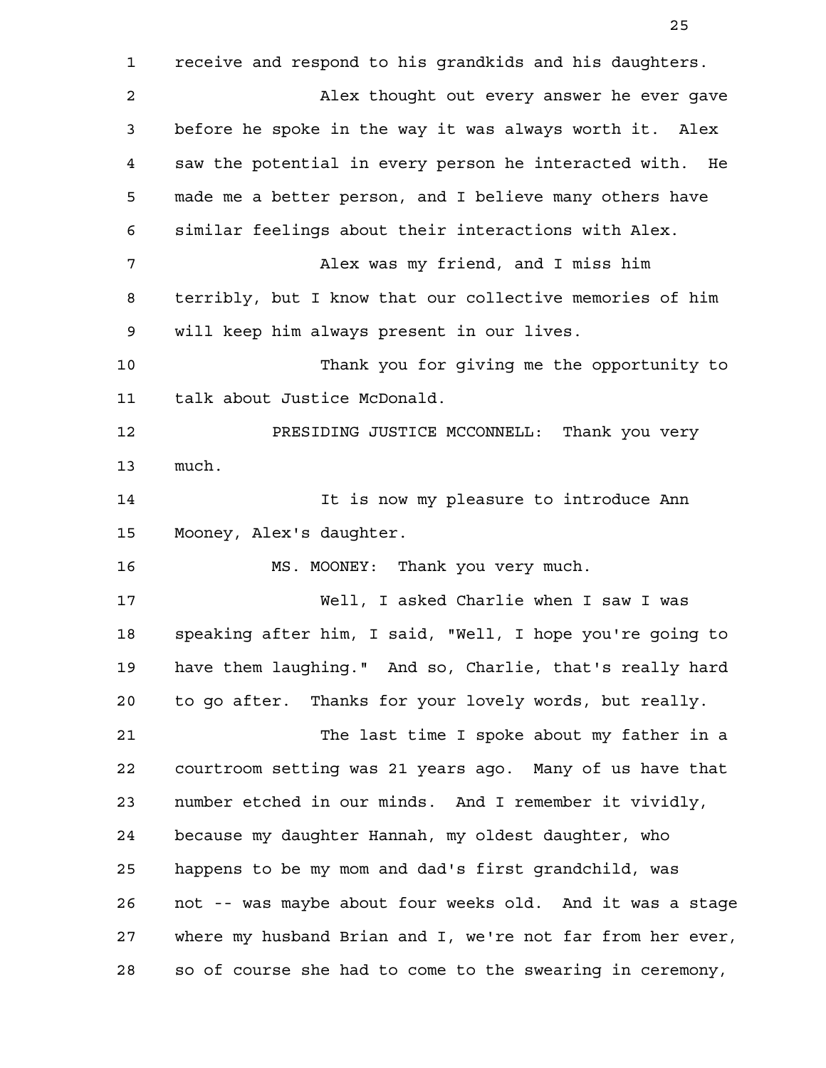receive and respond to his grandkids and his daughters.

Alex thought out every answer he ever gave before he spoke in the way it was always worth it. Alex saw the potential in every person he interacted with. He made me a better person, and I believe many others have similar feelings about their interactions with Alex.

Alex was my friend, and I miss him terribly, but I know that our collective memories of him will keep him always present in our lives.

Thank you for giving me the opportunity to talk about Justice McDonald.

PRESIDING JUSTICE MCCONNELL: Thank you very much.

It is now my pleasure to introduce Ann Mooney, Alex's daughter.

MS. MOONEY: Thank you very much.

Well, I asked Charlie when I saw I was speaking after him, I said, "Well, I hope you're going to have them laughing." And so, Charlie, that's really hard to go after. Thanks for your lovely words, but really.

The last time I spoke about my father in a courtroom setting was 21 years ago. Many of us have that number etched in our minds. And I remember it vividly, because my daughter Hannah, my oldest daughter, who happens to be my mom and dad's first grandchild, was not -- was maybe about four weeks old. And it was a stage where my husband Brian and I, we're not far from her ever, so of course she had to come to the swearing in ceremony,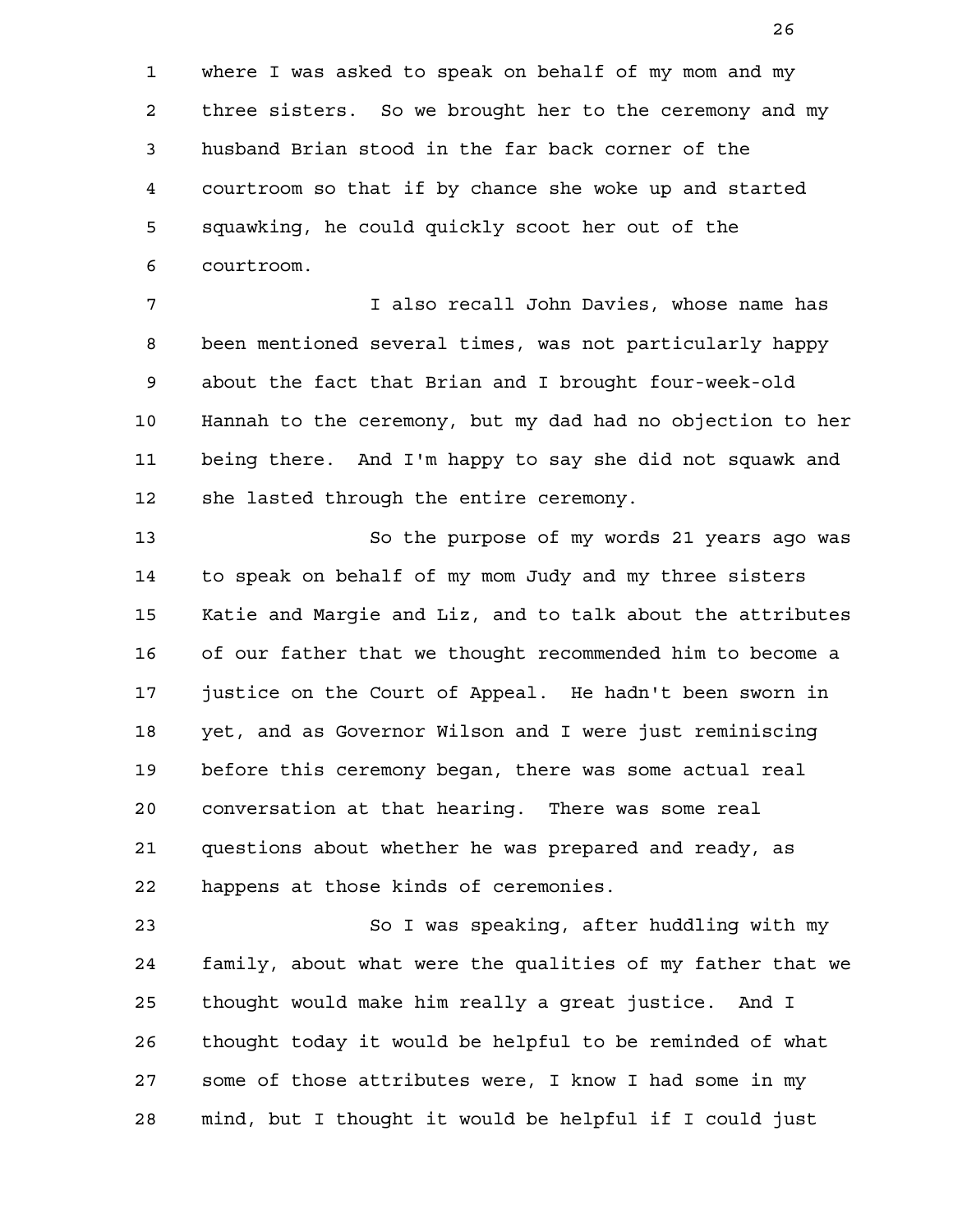where I was asked to speak on behalf of my mom and my three sisters. So we brought her to the ceremony and my husband Brian stood in the far back corner of the courtroom so that if by chance she woke up and started squawking, he could quickly scoot her out of the courtroom.

I also recall John Davies, whose name has been mentioned several times, was not particularly happy about the fact that Brian and I brought four-week-old Hannah to the ceremony, but my dad had no objection to her being there. And I'm happy to say she did not squawk and she lasted through the entire ceremony.

So the purpose of my words 21 years ago was to speak on behalf of my mom Judy and my three sisters Katie and Margie and Liz, and to talk about the attributes of our father that we thought recommended him to become a justice on the Court of Appeal. He hadn't been sworn in yet, and as Governor Wilson and I were just reminiscing before this ceremony began, there was some actual real conversation at that hearing. There was some real questions about whether he was prepared and ready, as happens at those kinds of ceremonies.

So I was speaking, after huddling with my family, about what were the qualities of my father that we thought would make him really a great justice. And I thought today it would be helpful to be reminded of what some of those attributes were, I know I had some in my mind, but I thought it would be helpful if I could just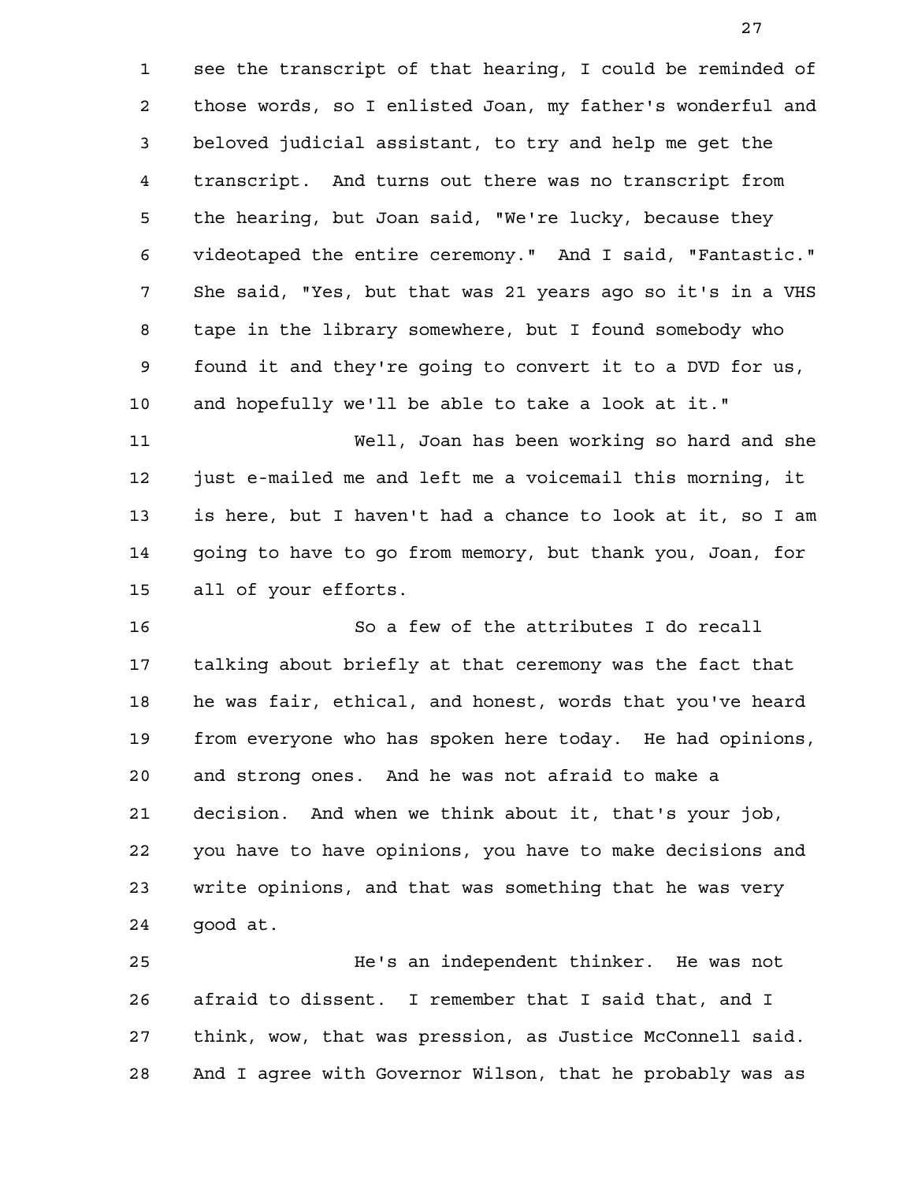see the transcript of that hearing, I could be reminded of those words, so I enlisted Joan, my father's wonderful and beloved judicial assistant, to try and help me get the transcript. And turns out there was no transcript from the hearing, but Joan said, "We're lucky, because they videotaped the entire ceremony." And I said, "Fantastic." She said, "Yes, but that was 21 years ago so it's in a VHS tape in the library somewhere, but I found somebody who found it and they're going to convert it to a DVD for us, and hopefully we'll be able to take a look at it."

Well, Joan has been working so hard and she just e-mailed me and left me a voicemail this morning, it is here, but I haven't had a chance to look at it, so I am going to have to go from memory, but thank you, Joan, for all of your efforts.

So a few of the attributes I do recall talking about briefly at that ceremony was the fact that he was fair, ethical, and honest, words that you've heard from everyone who has spoken here today. He had opinions, and strong ones. And he was not afraid to make a decision. And when we think about it, that's your job, you have to have opinions, you have to make decisions and write opinions, and that was something that he was very good at.

He's an independent thinker. He was not afraid to dissent. I remember that I said that, and I think, wow, that was pression, as Justice McConnell said. And I agree with Governor Wilson, that he probably was as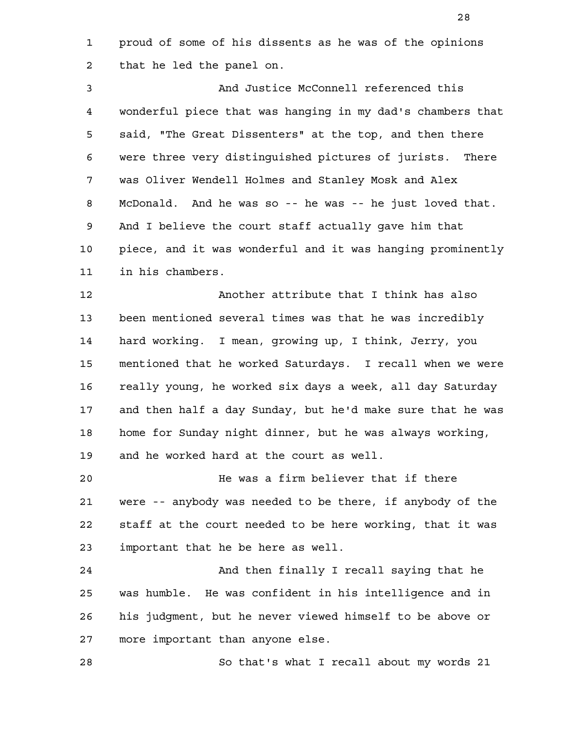proud of some of his dissents as he was of the opinions that he led the panel on.

And Justice McConnell referenced this wonderful piece that was hanging in my dad's chambers that said, "The Great Dissenters" at the top, and then there were three very distinguished pictures of jurists. There was Oliver Wendell Holmes and Stanley Mosk and Alex McDonald. And he was so -- he was -- he just loved that. And I believe the court staff actually gave him that piece, and it was wonderful and it was hanging prominently in his chambers.

Another attribute that I think has also been mentioned several times was that he was incredibly hard working. I mean, growing up, I think, Jerry, you mentioned that he worked Saturdays. I recall when we were really young, he worked six days a week, all day Saturday and then half a day Sunday, but he'd make sure that he was home for Sunday night dinner, but he was always working, and he worked hard at the court as well.

He was a firm believer that if there were -- anybody was needed to be there, if anybody of the staff at the court needed to be here working, that it was important that he be here as well.

And then finally I recall saying that he was humble. He was confident in his intelligence and in his judgment, but he never viewed himself to be above or more important than anyone else.

So that's what I recall about my words 21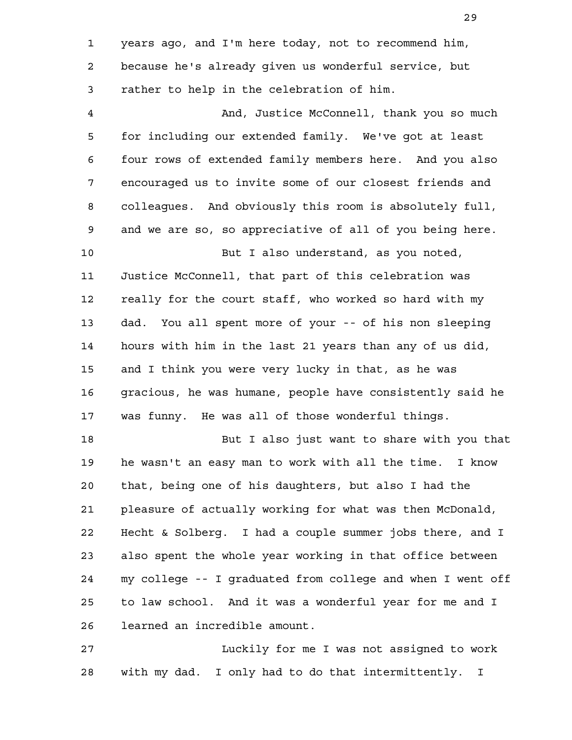years ago, and I'm here today, not to recommend him, because he's already given us wonderful service, but rather to help in the celebration of him.

And, Justice McConnell, thank you so much for including our extended family. We've got at least four rows of extended family members here. And you also encouraged us to invite some of our closest friends and colleagues. And obviously this room is absolutely full, and we are so, so appreciative of all of you being here.

But I also understand, as you noted, Justice McConnell, that part of this celebration was really for the court staff, who worked so hard with my dad. You all spent more of your -- of his non sleeping hours with him in the last 21 years than any of us did, and I think you were very lucky in that, as he was gracious, he was humane, people have consistently said he was funny. He was all of those wonderful things.

But I also just want to share with you that he wasn't an easy man to work with all the time. I know that, being one of his daughters, but also I had the pleasure of actually working for what was then McDonald, Hecht & Solberg. I had a couple summer jobs there, and I also spent the whole year working in that office between my college -- I graduated from college and when I went off to law school. And it was a wonderful year for me and I learned an incredible amount.

Luckily for me I was not assigned to work with my dad. I only had to do that intermittently. I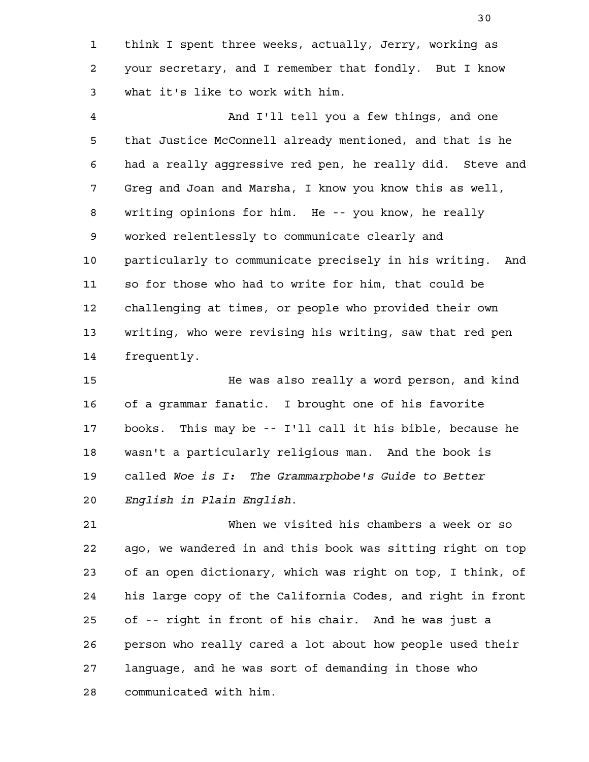think I spent three weeks, actually, Jerry, working as your secretary, and I remember that fondly. But I know what it's like to work with him.

And I'll tell you a few things, and one that Justice McConnell already mentioned, and that is he had a really aggressive red pen, he really did. Steve and Greg and Joan and Marsha, I know you know this as well, writing opinions for him. He -- you know, he really worked relentlessly to communicate clearly and particularly to communicate precisely in his writing. And so for those who had to write for him, that could be challenging at times, or people who provided their own writing, who were revising his writing, saw that red pen frequently.

He was also really a word person, and kind of a grammar fanatic. I brought one of his favorite books. This may be -- I'll call it his bible, because he wasn't a particularly religious man. And the book is called *Woe is I: The Grammarphobe's Guide to Better English in Plain English*.

When we visited his chambers a week or so ago, we wandered in and this book was sitting right on top of an open dictionary, which was right on top, I think, of his large copy of the California Codes, and right in front of -- right in front of his chair. And he was just a person who really cared a lot about how people used their language, and he was sort of demanding in those who communicated with him.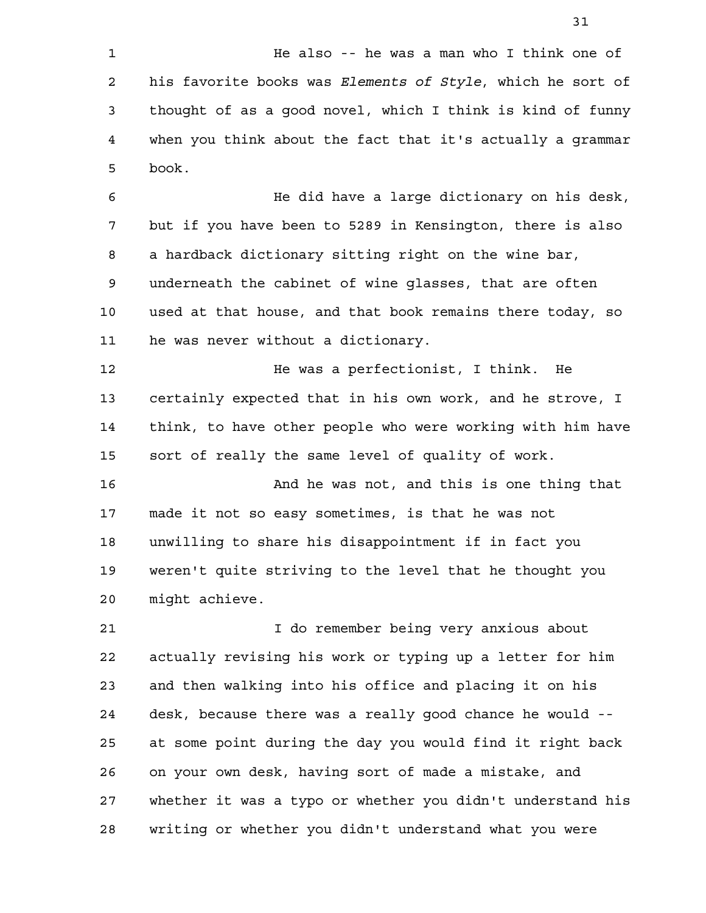He also -- he was a man who I think one of his favorite books was *Elements of Style*, which he sort of thought of as a good novel, which I think is kind of funny when you think about the fact that it's actually a grammar book.

He did have a large dictionary on his desk, but if you have been to 5289 in Kensington, there is also a hardback dictionary sitting right on the wine bar, underneath the cabinet of wine glasses, that are often used at that house, and that book remains there today, so he was never without a dictionary.

He was a perfectionist, I think. He certainly expected that in his own work, and he strove, I think, to have other people who were working with him have sort of really the same level of quality of work.

And he was not, and this is one thing that made it not so easy sometimes, is that he was not unwilling to share his disappointment if in fact you weren't quite striving to the level that he thought you might achieve.

I do remember being very anxious about actually revising his work or typing up a letter for him and then walking into his office and placing it on his desk, because there was a really good chance he would -- at some point during the day you would find it right back on your own desk, having sort of made a mistake, and whether it was a typo or whether you didn't understand his writing or whether you didn't understand what you were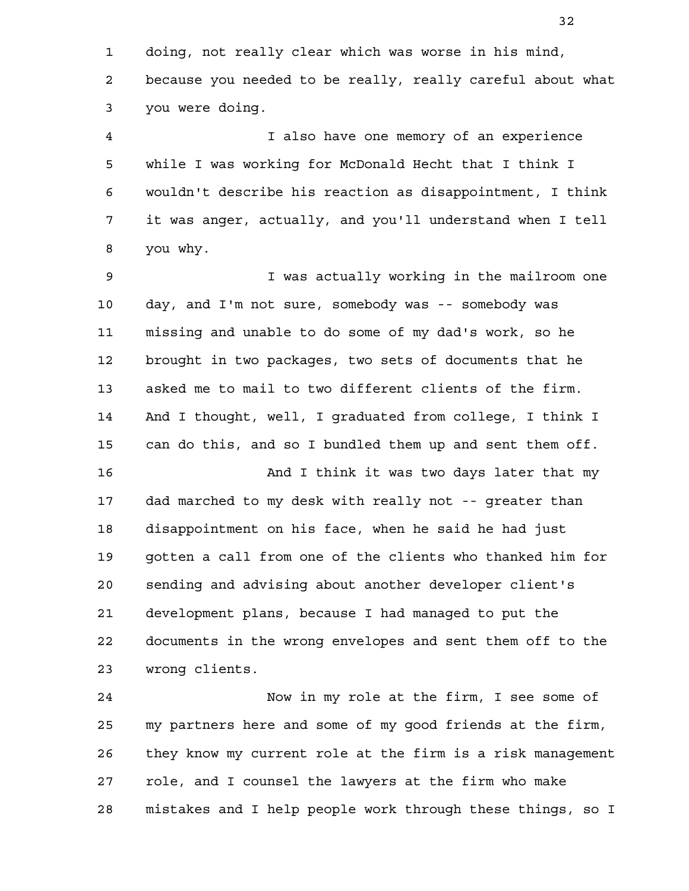doing, not really clear which was worse in his mind, because you needed to be really, really careful about what you were doing.

I also have one memory of an experience while I was working for McDonald Hecht that I think I wouldn't describe his reaction as disappointment, I think it was anger, actually, and you'll understand when I tell you why.

I was actually working in the mailroom one day, and I'm not sure, somebody was -- somebody was missing and unable to do some of my dad's work, so he brought in two packages, two sets of documents that he asked me to mail to two different clients of the firm. And I thought, well, I graduated from college, I think I can do this, and so I bundled them up and sent them off.

And I think it was two days later that my dad marched to my desk with really not -- greater than disappointment on his face, when he said he had just gotten a call from one of the clients who thanked him for sending and advising about another developer client's development plans, because I had managed to put the documents in the wrong envelopes and sent them off to the wrong clients.

Now in my role at the firm, I see some of my partners here and some of my good friends at the firm, they know my current role at the firm is a risk management role, and I counsel the lawyers at the firm who make mistakes and I help people work through these things, so I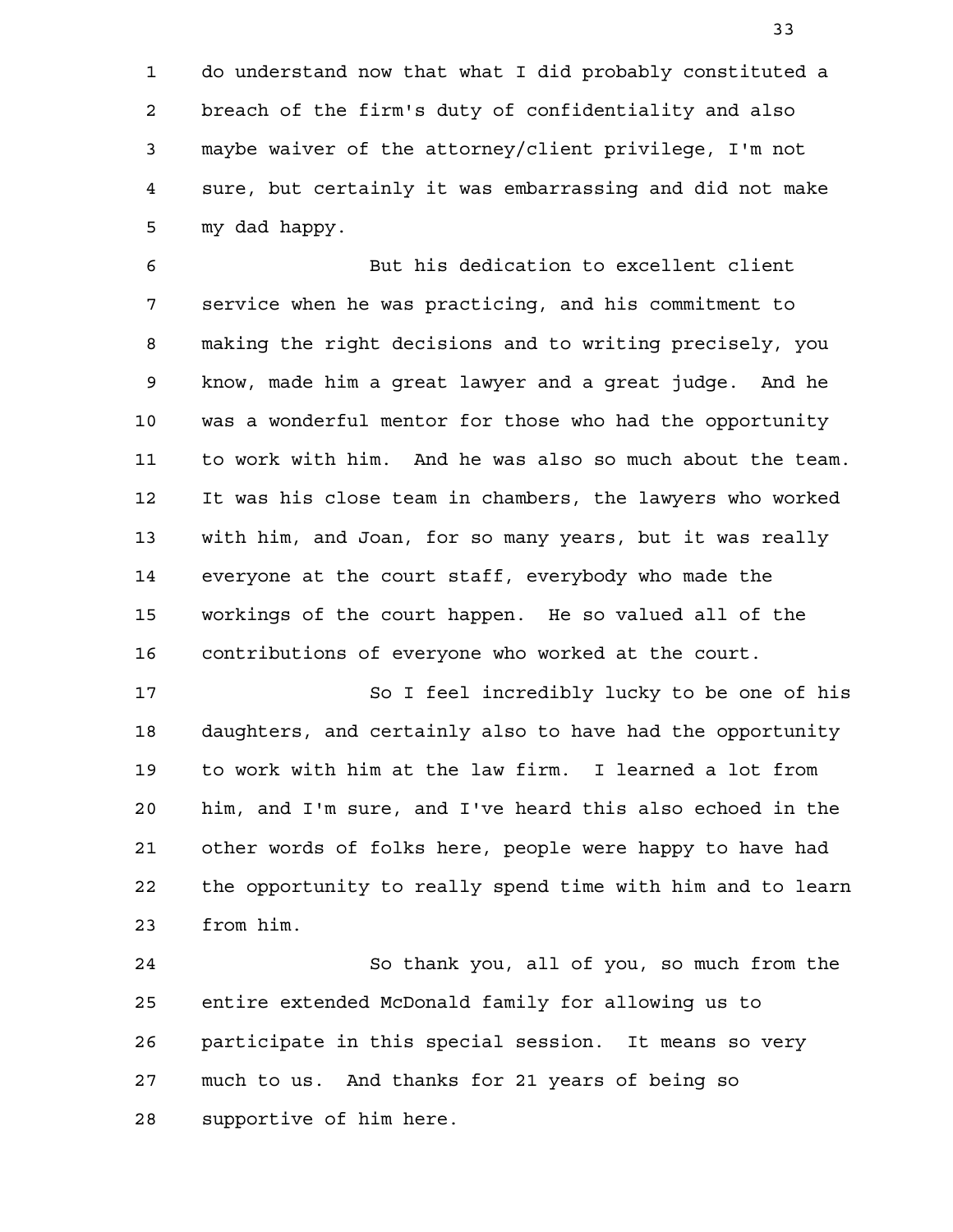do understand now that what I did probably constituted a breach of the firm's duty of confidentiality and also maybe waiver of the attorney/client privilege, I'm not sure, but certainly it was embarrassing and did not make my dad happy.

But his dedication to excellent client service when he was practicing, and his commitment to making the right decisions and to writing precisely, you know, made him a great lawyer and a great judge. And he was a wonderful mentor for those who had the opportunity to work with him. And he was also so much about the team. It was his close team in chambers, the lawyers who worked with him, and Joan, for so many years, but it was really everyone at the court staff, everybody who made the workings of the court happen. He so valued all of the contributions of everyone who worked at the court.

So I feel incredibly lucky to be one of his daughters, and certainly also to have had the opportunity to work with him at the law firm. I learned a lot from him, and I'm sure, and I've heard this also echoed in the other words of folks here, people were happy to have had the opportunity to really spend time with him and to learn from him.

So thank you, all of you, so much from the entire extended McDonald family for allowing us to participate in this special session. It means so very much to us. And thanks for 21 years of being so supportive of him here.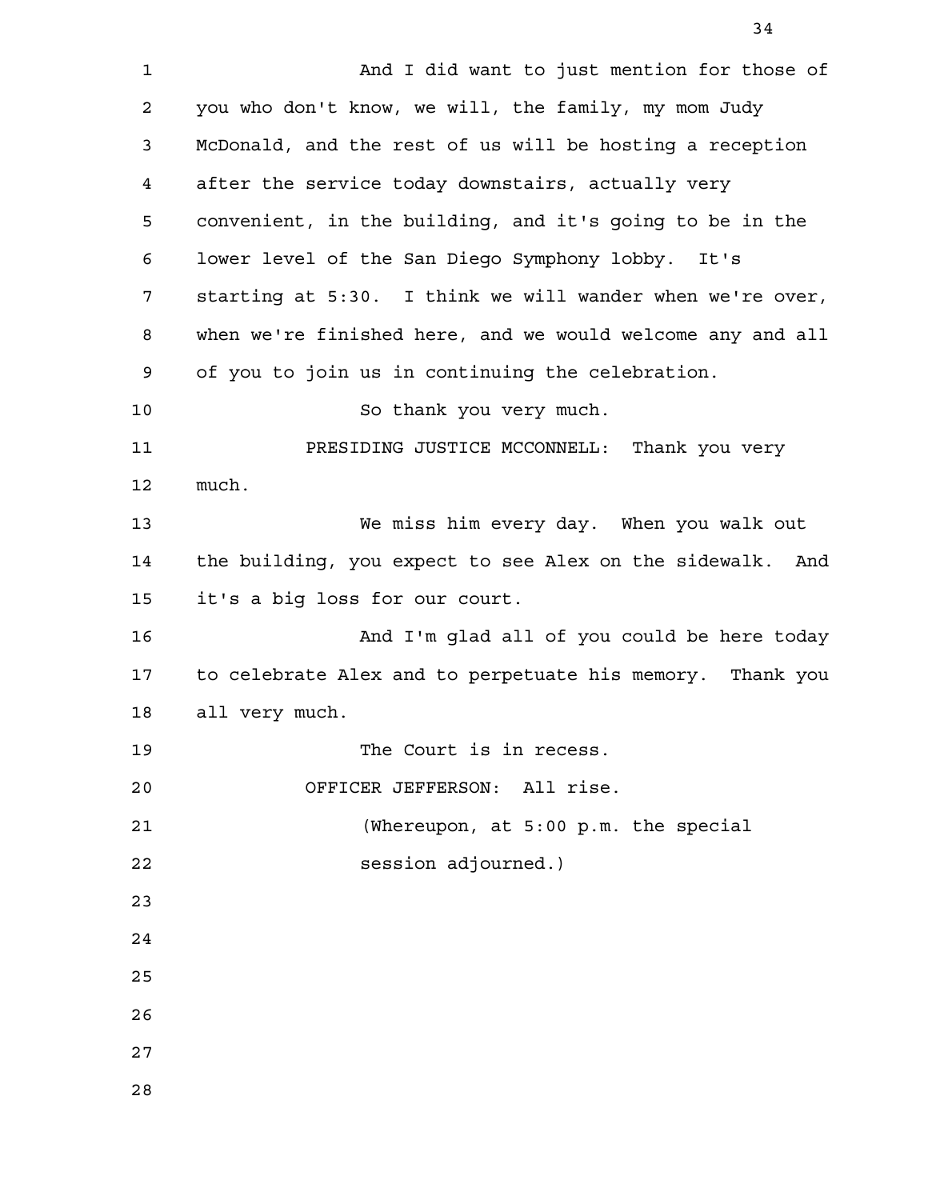And I did want to just mention for those of you who don't know, we will, the family, my mom Judy McDonald, and the rest of us will be hosting a reception after the service today downstairs, actually very convenient, in the building, and it's going to be in the lower level of the San Diego Symphony lobby. It's starting at 5:30. I think we will wander when we're over, when we're finished here, and we would welcome any and all of you to join us in continuing the celebration.

So thank you very much.

PRESIDING JUSTICE MCCONNELL: Thank you very much.

We miss him every day. When you walk out the building, you expect to see Alex on the sidewalk. And it's a big loss for our court.

And I'm glad all of you could be here today to celebrate Alex and to perpetuate his memory. Thank you all very much.

The Court is in recess.

OFFICER JEFFERSON: All rise.

(Whereupon, at 5:00 p.m. the special session adjourned.)